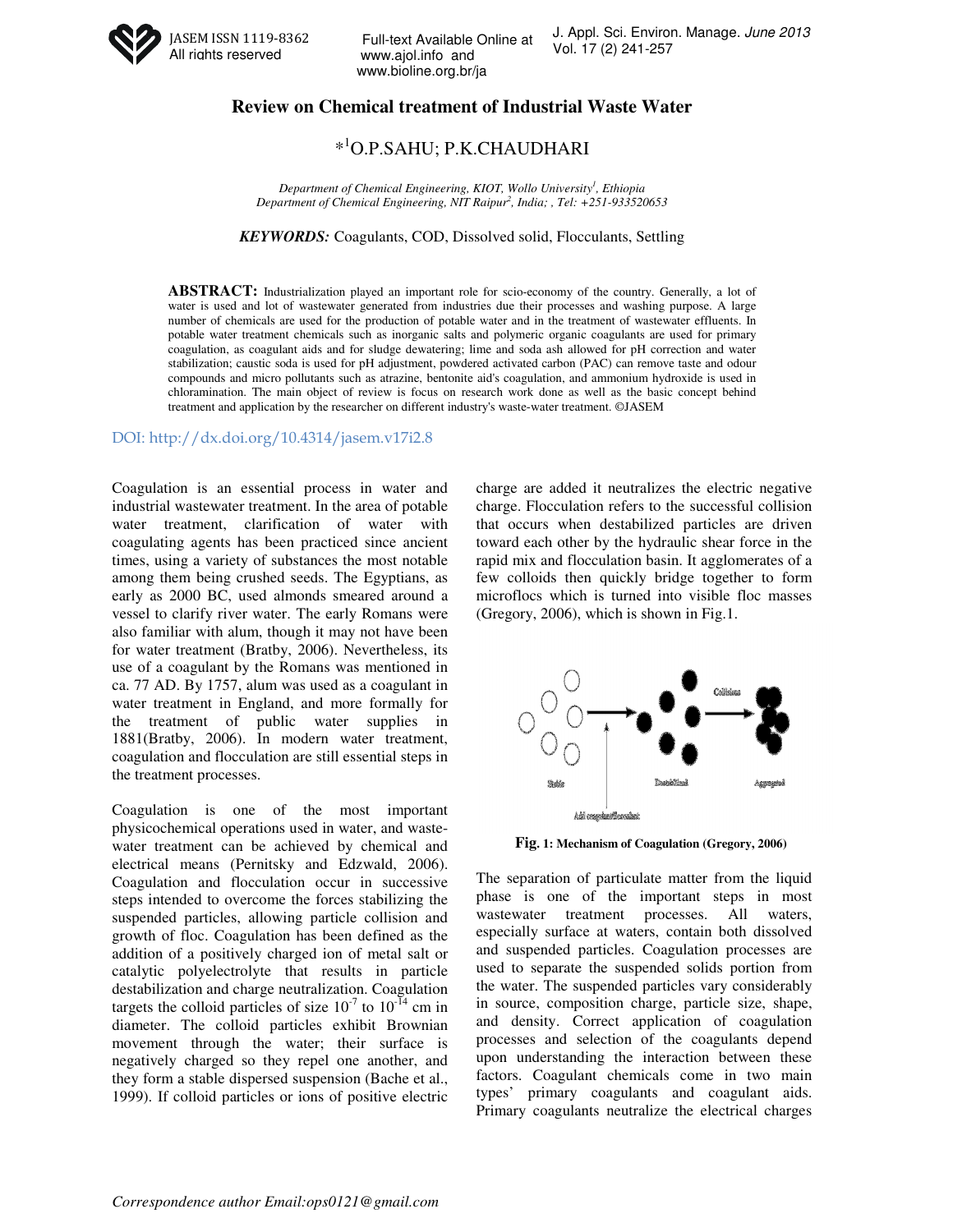# Review on Chemical treatment of Industrial Waste Water

**\*[1]O.P.SAHU; P.K.CHAUDHARI**

*Department of Chemical Engineering, KIOT, Wollo University[1], Ethiopia*
*Department of Chemical Engineering, NIT Raipur[2], India; , Tel: +251-933520653*

***KEYWORDS:*** Coagulants, COD, Dissolved solid, Flocculants, Settling

**ABSTRACT:** Industrialization played an important role for scio-economy of the country. Generally, a lot of water is used and lot of wastewater generated from industries due their processes and washing purpose. A large number of chemicals are used for the production of potable water and in the treatment of wastewater effluents. In potable water treatment chemicals such as inorganic salts and polymeric organic coagulants are used for primary coagulation, as coagulant aids and for sludge dewatering; lime and soda ash allowed for pH correction and water stabilization; caustic soda is used for pH adjustment, powdered activated carbon (PAC) can remove taste and odour compounds and micro pollutants such as atrazine, bentonite aid's coagulation, and ammonium hydroxide is used in chloramination. The main object of review is focus on research work done as well as the basic concept behind treatment and application by the researcher on different industry's waste-water treatment. ©JASEM

DOI: http://dx.doi.org/10.4314/jasem.v17i2.8

Coagulation is an essential process in water and industrial wastewater treatment. In the area of potable water treatment, clarification of water with coagulating agents has been practiced since ancient times, using a variety of substances the most notable among them being crushed seeds. The Egyptians, as early as 2000 BC, used almonds smeared around a vessel to clarify river water. The early Romans were also familiar with alum, though it may not have been for water treatment (Bratby, 2006). Nevertheless, its use of a coagulant by the Romans was mentioned in ca. 77 AD. By 1757, alum was used as a coagulant in water treatment in England, and more formally for the treatment of public water supplies in 1881(Bratby, 2006). In modern water treatment, coagulation and flocculation are still essential steps in the treatment processes.

Coagulation is one of the most important physicochemical operations used in water, and waste-water treatment can be achieved by chemical and electrical means (Pernitsky and Edzwald, 2006). Coagulation and flocculation occur in successive steps intended to overcome the forces stabilizing the suspended particles, allowing particle collision and growth of floc. Coagulation has been defined as the addition of a positively charged ion of metal salt or catalytic polyelectrolyte that results in particle destabilization and charge neutralization. Coagulation targets the colloid particles of size $10^{-7}$ to $10^{-14}$ cm in diameter. The colloid particles exhibit Brownian movement through the water; their surface is negatively charged so they repel one another, and they form a stable dispersed suspension (Bache et al., 1999). If colloid particles or ions of positive electric charge are added it neutralizes the electric negative charge. Flocculation refers to the successful collision that occurs when destabilized particles are driven toward each other by the hydraulic shear force in the rapid mix and flocculation basin. It agglomerates of a few colloids then quickly bridge together to form microflocs which is turned into visible floc masses (Gregory, 2006), which is shown in Fig.1.

**Fig. 1: Mechanism of Coagulation (Gregory, 2006)**

The separation of particulate matter from the liquid phase is one of the important steps in most wastewater treatment processes. All waters, especially surface at waters, contain both dissolved and suspended particles. Coagulation processes are used to separate the suspended solids portion from the water. The suspended particles vary considerably in source, composition charge, particle size, shape, and density. Correct application of coagulation processes and selection of the coagulants depend upon understanding the interaction between these factors. Coagulant chemicals come in two main types' primary coagulants and coagulant aids. Primary coagulants neutralize the electrical charges

*Correspondence author Email:ops0121@gmail.com*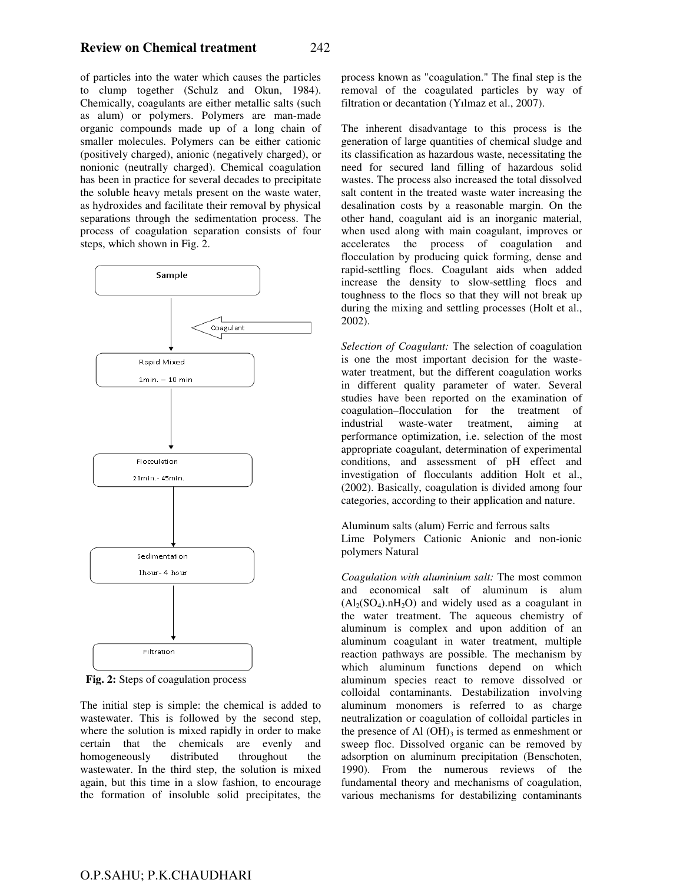of particles into the water which causes the particles to clump together (Schulz and Okun, 1984). Chemically, coagulants are either metallic salts (such as alum) or polymers. Polymers are man-made organic compounds made up of a long chain of smaller molecules. Polymers can be either cationic (positively charged), anionic (negatively charged), or nonionic (neutrally charged). Chemical coagulation has been in practice for several decades to precipitate the soluble heavy metals present on the waste water, as hydroxides and facilitate their removal by physical separations through the sedimentation process. The process of coagulation separation consists of four steps, which shown in Fig. 2.

Sample → Coagulant → Rapid Mixed (1min. – 10 min) → Flocculation (20min.- 45min.) → Sedimentation (1hour- 4 hour) → Filtration

**Fig. 2:** Steps of coagulation process

The initial step is simple: the chemical is added to wastewater. This is followed by the second step, where the solution is mixed rapidly in order to make certain that the chemicals are evenly and homogeneously distributed throughout the wastewater. In the third step, the solution is mixed again, but this time in a slow fashion, to encourage the formation of insoluble solid precipitates, the process known as "coagulation." The final step is the removal of the coagulated particles by way of filtration or decantation (Yılmaz et al., 2007).

The inherent disadvantage to this process is the generation of large quantities of chemical sludge and its classification as hazardous waste, necessitating the need for secured land filling of hazardous solid wastes. The process also increased the total dissolved salt content in the treated waste water increasing the desalination costs by a reasonable margin. On the other hand, coagulant aid is an inorganic material, when used along with main coagulant, improves or accelerates the process of coagulation and flocculation by producing quick forming, dense and rapid-settling flocs. Coagulant aids when added increase the density to slow-settling flocs and toughness to the flocs so that they will not break up during the mixing and settling processes (Holt et al., 2002).

*Selection of Coagulant:* The selection of coagulation is one the most important decision for the waste-water treatment, but the different coagulation works in different quality parameter of water. Several studies have been reported on the examination of coagulation–flocculation for the treatment of industrial waste-water treatment, aiming at performance optimization, i.e. selection of the most appropriate coagulant, determination of experimental conditions, and assessment of pH effect and investigation of flocculants addition Holt et al., (2002). Basically, coagulation is divided among four categories, according to their application and nature.

Aluminum salts (alum) Ferric and ferrous salts
Lime Polymers Cationic Anionic and non-ionic polymers Natural

*Coagulation with aluminium salt:* The most common and economical salt of aluminum is alum ($Al_2(SO_4).nH_2O$) and widely used as a coagulant in the water treatment. The aqueous chemistry of aluminum is complex and upon addition of an aluminum coagulant in water treatment, multiple reaction pathways are possible. The mechanism by which aluminum functions depend on which aluminum species react to remove dissolved or colloidal contaminants. Destabilization involving aluminum monomers is referred to as charge neutralization or coagulation of colloidal particles in the presence of Al $(OH)_3$ is termed as enmeshment or sweep floc. Dissolved organic can be removed by adsorption on aluminum precipitation (Benschoten, 1990). From the numerous reviews of the fundamental theory and mechanisms of coagulation, various mechanisms for destabilizing contaminants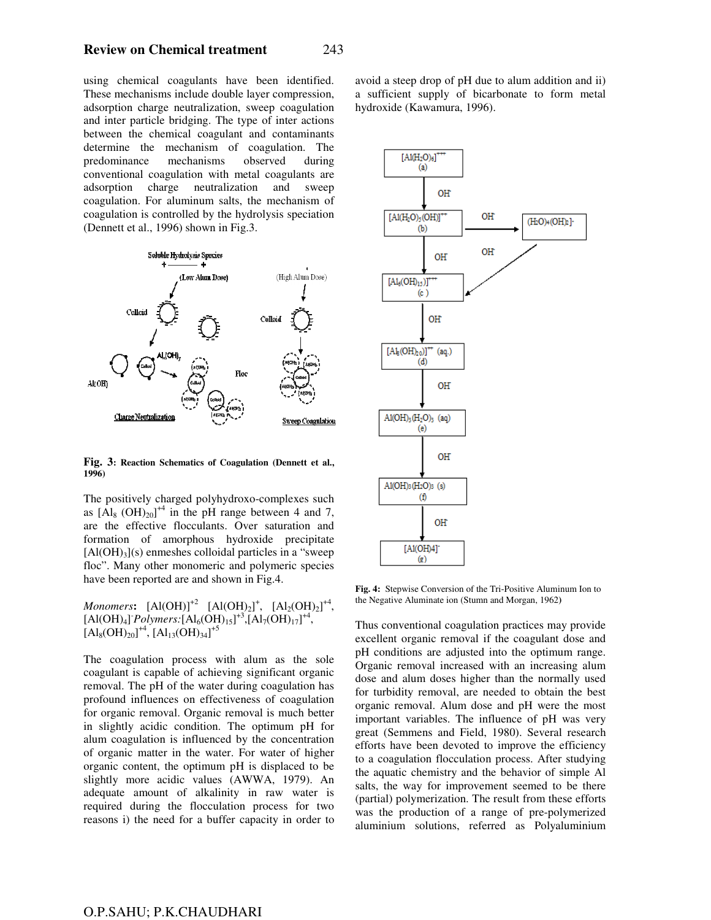using chemical coagulants have been identified. These mechanisms include double layer compression, adsorption charge neutralization, sweep coagulation and inter particle bridging. The type of inter actions between the chemical coagulant and contaminants determine the mechanism of coagulation. The predominance mechanisms observed during conventional coagulation with metal coagulants are adsorption charge neutralization and sweep coagulation. For aluminum salts, the mechanism of coagulation is controlled by the hydrolysis speciation (Dennett et al., 1996) shown in Fig.3.

**Fig. 3: Reaction Schematics of Coagulation (Dennett et al., 1996)**

The positively charged polyhydroxo-complexes such as $[Al_8(OH)_{20}]^{+4}$ in the pH range between 4 and 7, are the effective flocculants. Over saturation and formation of amorphous hydroxide precipitate $[Al(OH)_3](s)$ enmeshes colloidal particles in a "sweep floc". Many other monomeric and polymeric species have been reported are and shown in Fig.4.

*Monomers*: $[Al(OH)]^{+2}$ $[Al(OH)_2]^{+}$, $[Al_2(OH)_2]^{+4}$, $[Al(OH)_4]^{-}$ *Polymers:* $[Al_6(OH)_{15}]^{+3}$, $[Al_7(OH)_{17}]^{+4}$, $[Al_8(OH)_{20}]^{+4}$, $[Al_{13}(OH)_{34}]^{+5}$

The coagulation process with alum as the sole coagulant is capable of achieving significant organic removal. The pH of the water during coagulation has profound influences on effectiveness of coagulation for organic removal. Organic removal is much better in slightly acidic condition. The optimum pH for alum coagulation is influenced by the concentration of organic matter in the water. For water of higher organic content, the optimum pH is displaced to be slightly more acidic values (AWWA, 1979). An adequate amount of alkalinity in raw water is required during the flocculation process for two reasons i) the need for a buffer capacity in order to avoid a steep drop of pH due to alum addition and ii) a sufficient supply of bicarbonate to form metal hydroxide (Kawamura, 1996).

**Fig. 4:** Stepwise Conversion of the Tri-Positive Aluminum Ion to the Negative Aluminate ion (Stumn and Morgan, 1962)

Thus conventional coagulation practices may provide excellent organic removal if the coagulant dose and pH conditions are adjusted into the optimum range. Organic removal increased with an increasing alum dose and alum doses higher than the normally used for turbidity removal, are needed to obtain the best organic removal. Alum dose and pH were the most important variables. The influence of pH was very great (Semmens and Field, 1980). Several research efforts have been devoted to improve the efficiency to a coagulation flocculation process. After studying the aquatic chemistry and the behavior of simple Al salts, the way for improvement seemed to be there (partial) polymerization. The result from these efforts was the production of a range of pre-polymerized aluminium solutions, referred as Polyaluminium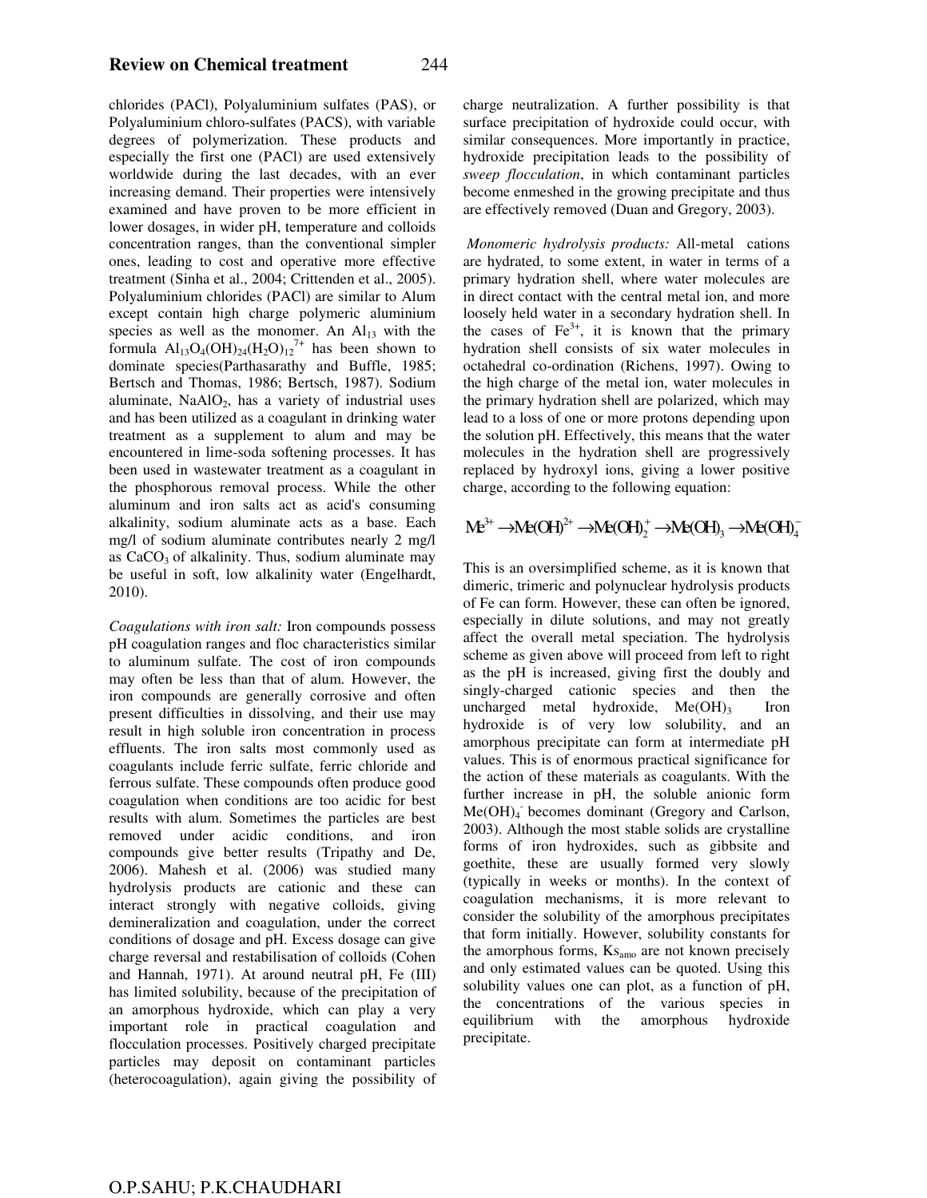chlorides (PACl), Polyaluminium sulfates (PAS), or Polyaluminium chloro-sulfates (PACS), with variable degrees of polymerization. These products and especially the first one (PACl) are used extensively worldwide during the last decades, with an ever increasing demand. Their properties were intensively examined and have proven to be more efficient in lower dosages, in wider pH, temperature and colloids concentration ranges, than the conventional simpler ones, leading to cost and operative more effective treatment (Sinha et al., 2004; Crittenden et al., 2005). Polyaluminium chlorides (PACl) are similar to Alum except contain high charge polymeric aluminium species as well as the monomer. An $Al_{13}$ with the formula $Al_{13}O_4(OH)_{24}(H_2O)_{12}^{7+}$ has been shown to dominate species(Parthasarathy and Buffle, 1985; Bertsch and Thomas, 1986; Bertsch, 1987). Sodium aluminate, $NaAlO_2$, has a variety of industrial uses and has been utilized as a coagulant in drinking water treatment as a supplement to alum and may be encountered in lime-soda softening processes. It has been used in wastewater treatment as a coagulant in the phosphorous removal process. While the other aluminum and iron salts act as acid's consuming alkalinity, sodium aluminate acts as a base. Each mg/l of sodium aluminate contributes nearly 2 mg/l as $CaCO_3$ of alkalinity. Thus, sodium aluminate may be useful in soft, low alkalinity water (Engelhardt, 2010).

*Coagulations with iron salt:* Iron compounds possess pH coagulation ranges and floc characteristics similar to aluminum sulfate. The cost of iron compounds may often be less than that of alum. However, the iron compounds are generally corrosive and often present difficulties in dissolving, and their use may result in high soluble iron concentration in process effluents. The iron salts most commonly used as coagulants include ferric sulfate, ferric chloride and ferrous sulfate. These compounds often produce good coagulation when conditions are too acidic for best results with alum. Sometimes the particles are best removed under acidic conditions, and iron compounds give better results (Tripathy and De, 2006). Mahesh et al. (2006) was studied many hydrolysis products are cationic and these can interact strongly with negative colloids, giving demineralization and coagulation, under the correct conditions of dosage and pH. Excess dosage can give charge reversal and restabilisation of colloids (Cohen and Hannah, 1971). At around neutral pH, Fe (III) has limited solubility, because of the precipitation of an amorphous hydroxide, which can play a very important role in practical coagulation and flocculation processes. Positively charged precipitate particles may deposit on contaminant particles (heterocoagulation), again giving the possibility of charge neutralization. A further possibility is that surface precipitation of hydroxide could occur, with similar consequences. More importantly in practice, hydroxide precipitation leads to the possibility of *sweep flocculation*, in which contaminant particles become enmeshed in the growing precipitate and thus are effectively removed (Duan and Gregory, 2003).

*Monomeric hydrolysis products:* All-metal cations are hydrated, to some extent, in water in terms of a primary hydration shell, where water molecules are in direct contact with the central metal ion, and more loosely held water in a secondary hydration shell. In the cases of $Fe^{3+}$, it is known that the primary hydration shell consists of six water molecules in octahedral co-ordination (Richens, 1997). Owing to the high charge of the metal ion, water molecules in the primary hydration shell are polarized, which may lead to a loss of one or more protons depending upon the solution pH. Effectively, this means that the water molecules in the hydration shell are progressively replaced by hydroxyl ions, giving a lower positive charge, according to the following equation:

$$Me^{3+} \rightarrow Me(OH)^{2+} \rightarrow Me(OH)_2^{+} \rightarrow Me(OH)_3 \rightarrow Me(OH)_4^{-}$$

This is an oversimplified scheme, as it is known that dimeric, trimeric and polynuclear hydrolysis products of Fe can form. However, these can often be ignored, especially in dilute solutions, and may not greatly affect the overall metal speciation. The hydrolysis scheme as given above will proceed from left to right as the pH is increased, giving first the doubly and singly-charged cationic species and then the uncharged metal hydroxide, $Me(OH)_3$ Iron hydroxide is of very low solubility, and an amorphous precipitate can form at intermediate pH values. This is of enormous practical significance for the action of these materials as coagulants. With the further increase in pH, the soluble anionic form $Me(OH)_4^-$ becomes dominant (Gregory and Carlson, 2003). Although the most stable solids are crystalline forms of iron hydroxides, such as gibbsite and goethite, these are usually formed very slowly (typically in weeks or months). In the context of coagulation mechanisms, it is more relevant to consider the solubility of the amorphous precipitates that form initially. However, solubility constants for the amorphous forms, $Ks_{amo}$ are not known precisely and only estimated values can be quoted. Using this solubility values one can plot, as a function of pH, the concentrations of the various species in equilibrium with the amorphous hydroxide precipitate.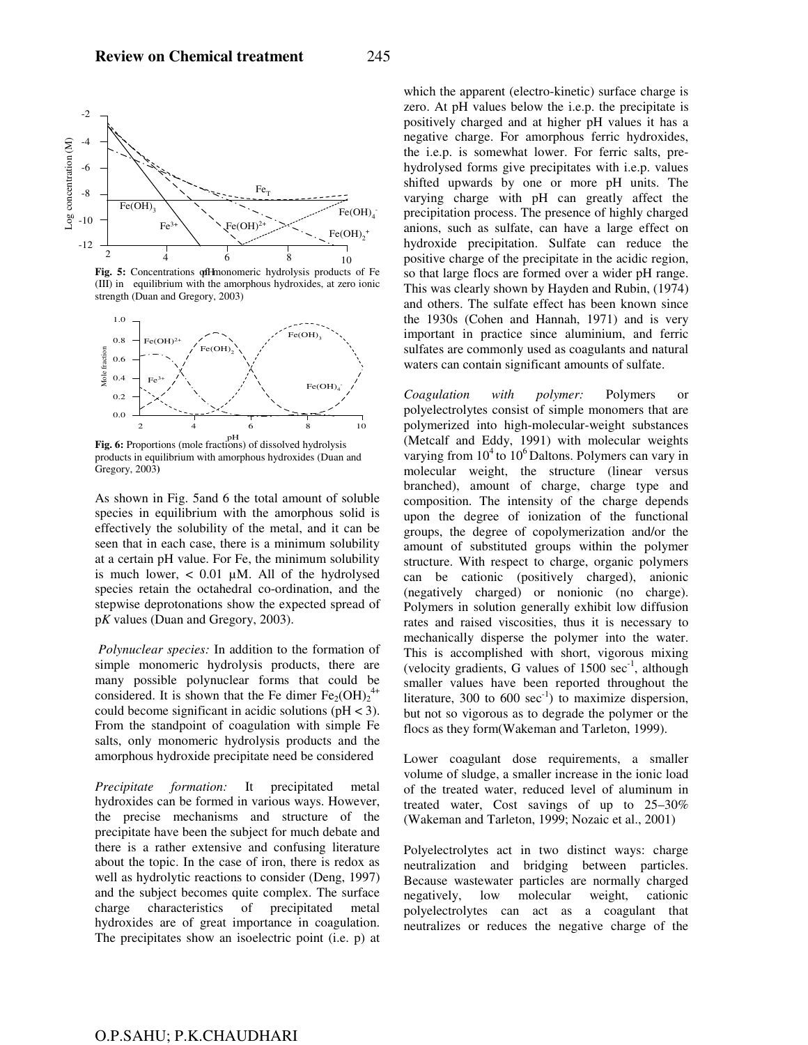Fig. 5: Concentrations of monomeric hydrolysis products of Fe (III) in equilibrium with the amorphous hydroxides, at zero ionic strength (Duan and Gregory, 2003)

Fig. 6: Proportions (mole fractions) of dissolved hydrolysis products in equilibrium with amorphous hydroxides (Duan and Gregory, 2003)

As shown in Fig. 5and 6 the total amount of soluble species in equilibrium with the amorphous solid is effectively the solubility of the metal, and it can be seen that in each case, there is a minimum solubility at a certain pH value. For Fe, the minimum solubility is much lower, < 0.01 µM. All of the hydrolysed species retain the octahedral co-ordination, and the stepwise deprotonations show the expected spread of p*K* values (Duan and Gregory, 2003).

*Polynuclear species:* In addition to the formation of simple monomeric hydrolysis products, there are many possible polynuclear forms that could be considered. It is shown that the Fe dimer $Fe_2(OH)_2^{4+}$ could become significant in acidic solutions (pH < 3). From the standpoint of coagulation with simple Fe salts, only monomeric hydrolysis products and the amorphous hydroxide precipitate need be considered

*Precipitate formation:* It precipitated metal hydroxides can be formed in various ways. However, the precise mechanisms and structure of the precipitate have been the subject for much debate and there is a rather extensive and confusing literature about the topic. In the case of iron, there is redox as well as hydrolytic reactions to consider (Deng, 1997) and the subject becomes quite complex. The surface charge characteristics of precipitated metal hydroxides are of great importance in coagulation. The precipitates show an isoelectric point (i.e. p) at which the apparent (electro-kinetic) surface charge is zero. At pH values below the i.e.p. the precipitate is positively charged and at higher pH values it has a negative charge. For amorphous ferric hydroxides, the i.e.p. is somewhat lower. For ferric salts, pre-hydrolysed forms give precipitates with i.e.p. values shifted upwards by one or more pH units. The varying charge with pH can greatly affect the precipitation process. The presence of highly charged anions, such as sulfate, can have a large effect on hydroxide precipitation. Sulfate can reduce the positive charge of the precipitate in the acidic region, so that large flocs are formed over a wider pH range. This was clearly shown by Hayden and Rubin, (1974) and others. The sulfate effect has been known since the 1930s (Cohen and Hannah, 1971) and is very important in practice since aluminium, and ferric sulfates are commonly used as coagulants and natural waters can contain significant amounts of sulfate.

*Coagulation with polymer:* Polymers or polyelectrolytes consist of simple monomers that are polymerized into high-molecular-weight substances (Metcalf and Eddy, 1991) with molecular weights varying from $10^4$ to $10^6$ Daltons. Polymers can vary in molecular weight, the structure (linear versus branched), amount of charge, charge type and composition. The intensity of the charge depends upon the degree of ionization of the functional groups, the degree of copolymerization and/or the amount of substituted groups within the polymer structure. With respect to charge, organic polymers can be cationic (positively charged), anionic (negatively charged) or nonionic (no charge). Polymers in solution generally exhibit low diffusion rates and raised viscosities, thus it is necessary to mechanically disperse the polymer into the water. This is accomplished with short, vigorous mixing (velocity gradients, G values of 1500 $sec^{-1}$, although smaller values have been reported throughout the literature, 300 to 600 $sec^{-1}$) to maximize dispersion, but not so vigorous as to degrade the polymer or the flocs as they form(Wakeman and Tarleton, 1999).

Lower coagulant dose requirements, a smaller volume of sludge, a smaller increase in the ionic load of the treated water, reduced level of aluminum in treated water, Cost savings of up to 25–30% (Wakeman and Tarleton, 1999; Nozaic et al., 2001)

Polyelectrolytes act in two distinct ways: charge neutralization and bridging between particles. Because wastewater particles are normally charged negatively, low molecular weight, cationic polyelectrolytes can act as a coagulant that neutralizes or reduces the negative charge of the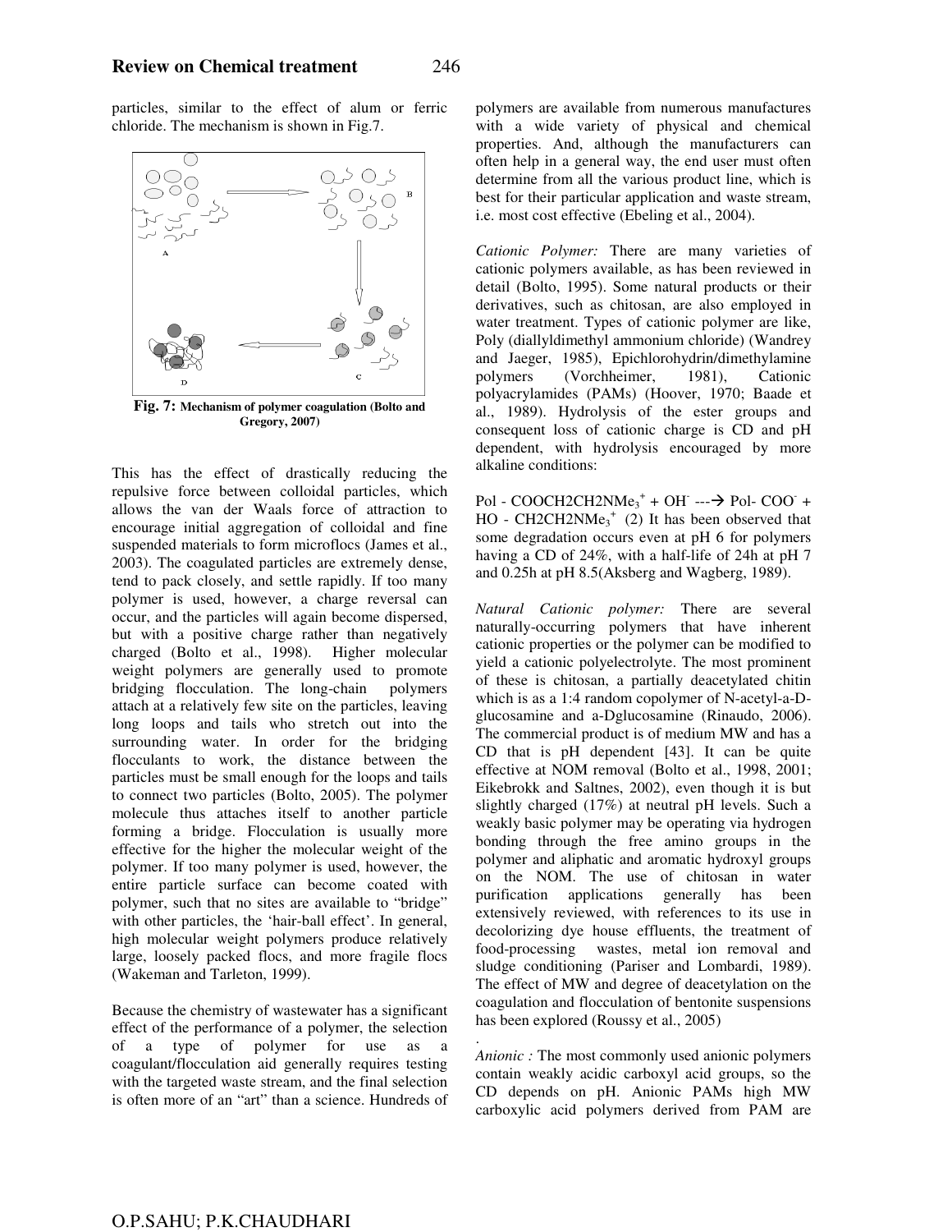particles, similar to the effect of alum or ferric chloride. The mechanism is shown in Fig.7.

**Fig. 7:** **Mechanism of polymer coagulation (Bolto and Gregory, 2007)**

This has the effect of drastically reducing the repulsive force between colloidal particles, which allows the van der Waals force of attraction to encourage initial aggregation of colloidal and fine suspended materials to form microflocs (James et al., 2003). The coagulated particles are extremely dense, tend to pack closely, and settle rapidly. If too many polymer is used, however, a charge reversal can occur, and the particles will again become dispersed, but with a positive charge rather than negatively charged (Bolto et al., 1998). Higher molecular weight polymers are generally used to promote bridging flocculation. The long-chain polymers attach at a relatively few site on the particles, leaving long loops and tails who stretch out into the surrounding water. In order for the bridging flocculants to work, the distance between the particles must be small enough for the loops and tails to connect two particles (Bolto, 2005). The polymer molecule thus attaches itself to another particle forming a bridge. Flocculation is usually more effective for the higher the molecular weight of the polymer. If too many polymer is used, however, the entire particle surface can become coated with polymer, such that no sites are available to "bridge" with other particles, the 'hair-ball effect'. In general, high molecular weight polymers produce relatively large, loosely packed flocs, and more fragile flocs (Wakeman and Tarleton, 1999).

Because the chemistry of wastewater has a significant effect of the performance of a polymer, the selection of a type of polymer for use as a coagulant/flocculation aid generally requires testing with the targeted waste stream, and the final selection is often more of an "art" than a science. Hundreds of polymers are available from numerous manufactures with a wide variety of physical and chemical properties. And, although the manufacturers can often help in a general way, the end user must often determine from all the various product line, which is best for their particular application and waste stream, i.e. most cost effective (Ebeling et al., 2004).

*Cationic Polymer:* There are many varieties of cationic polymers available, as has been reviewed in detail (Bolto, 1995). Some natural products or their derivatives, such as chitosan, are also employed in water treatment. Types of cationic polymer are like, Poly (diallyldimethyl ammonium chloride) (Wandrey and Jaeger, 1985), Epichlorohydrin/dimethylamine polymers (Vorchheimer, 1981), Cationic polyacrylamides (PAMs) (Hoover, 1970; Baade et al., 1989). Hydrolysis of the ester groups and consequent loss of cationic charge is CD and pH dependent, with hydrolysis encouraged by more alkaline conditions:

$$Pol-COOCH_2CH_2NMe_3^+ + OH^- \rightarrow Pol-COO^- + HO-CH_2CH_2NMe_3^+ \quad (2)$$

It has been observed that some degradation occurs even at pH 6 for polymers having a CD of 24%, with a half-life of 24h at pH 7 and 0.25h at pH 8.5(Aksberg and Wagberg, 1989).

*Natural Cationic polymer:* There are several naturally-occurring polymers that have inherent cationic properties or the polymer can be modified to yield a cationic polyelectrolyte. The most prominent of these is chitosan, a partially deacetylated chitin which is as a 1:4 random copolymer of N-acetyl-a-D-glucosamine and a-Dglucosamine (Rinaudo, 2006). The commercial product is of medium MW and has a CD that is pH dependent [43]. It can be quite effective at NOM removal (Bolto et al., 1998, 2001; Eikebrokk and Saltnes, 2002), even though it is but slightly charged (17%) at neutral pH levels. Such a weakly basic polymer may be operating via hydrogen bonding through the free amino groups in the polymer and aliphatic and aromatic hydroxyl groups on the NOM. The use of chitosan in water purification applications generally has been extensively reviewed, with references to its use in decolorizing dye house effluents, the treatment of food-processing wastes, metal ion removal and sludge conditioning (Pariser and Lombardi, 1989). The effect of MW and degree of deacetylation on the coagulation and flocculation of bentonite suspensions has been explored (Roussy et al., 2005)

*Anionic :* The most commonly used anionic polymers contain weakly acidic carboxyl acid groups, so the CD depends on pH. Anionic PAMs high MW carboxylic acid polymers derived from PAM are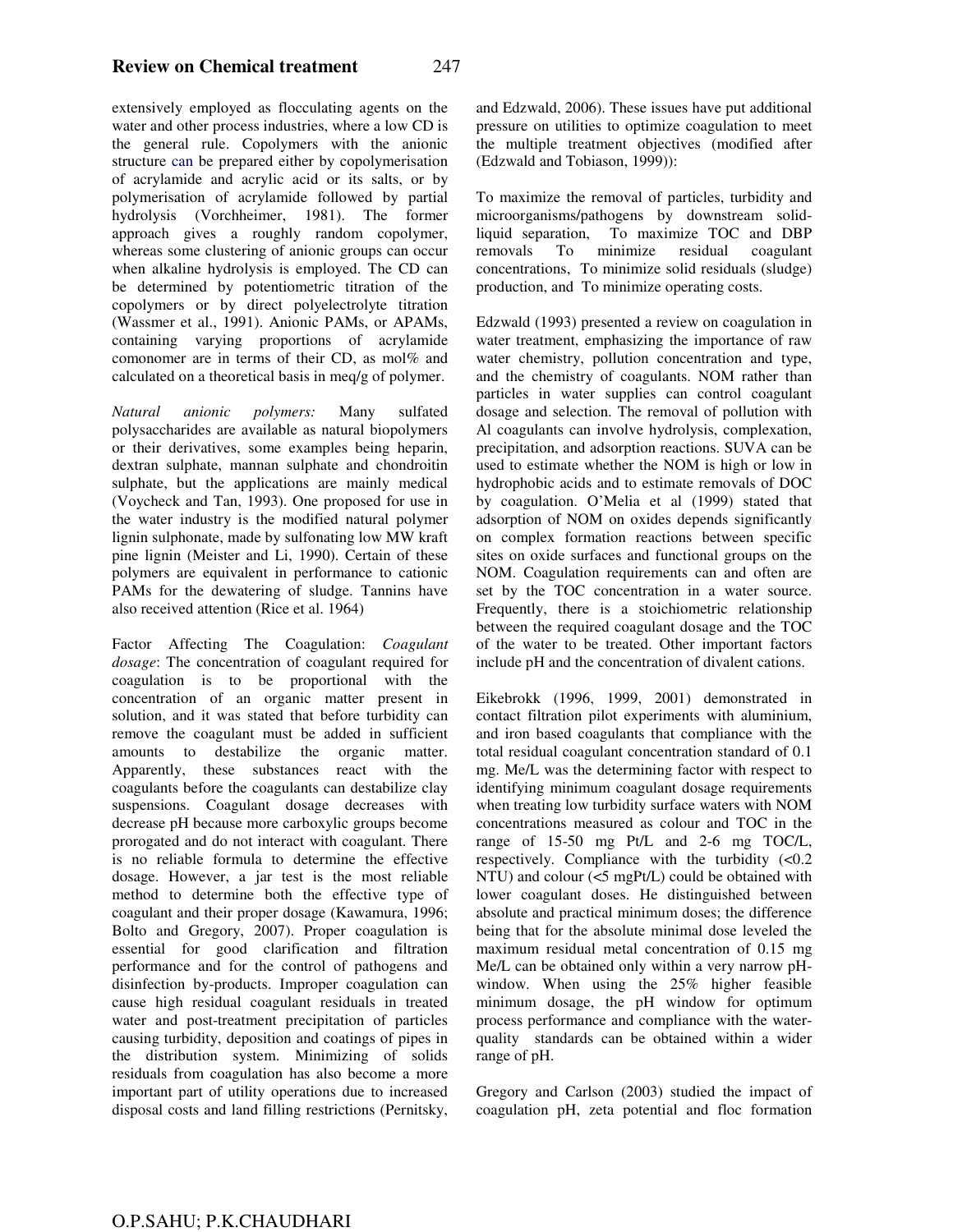extensively employed as flocculating agents on the water and other process industries, where a low CD is the general rule. Copolymers with the anionic structure can be prepared either by copolymerisation of acrylamide and acrylic acid or its salts, or by polymerisation of acrylamide followed by partial hydrolysis (Vorchheimer, 1981). The former approach gives a roughly random copolymer, whereas some clustering of anionic groups can occur when alkaline hydrolysis is employed. The CD can be determined by potentiometric titration of the copolymers or by direct polyelectrolyte titration (Wassmer et al., 1991). Anionic PAMs, or APAMs, containing varying proportions of acrylamide comonomer are in terms of their CD, as mol% and calculated on a theoretical basis in meq/g of polymer.

*Natural anionic polymers:* Many sulfated polysaccharides are available as natural biopolymers or their derivatives, some examples being heparin, dextran sulphate, mannan sulphate and chondroitin sulphate, but the applications are mainly medical (Voycheck and Tan, 1993). One proposed for use in the water industry is the modified natural polymer lignin sulphonate, made by sulfonating low MW kraft pine lignin (Meister and Li, 1990). Certain of these polymers are equivalent in performance to cationic PAMs for the dewatering of sludge. Tannins have also received attention (Rice et al. 1964)

Factor Affecting The Coagulation: *Coagulant dosage*: The concentration of coagulant required for coagulation is to be proportional with the concentration of an organic matter present in solution, and it was stated that before turbidity can remove the coagulant must be added in sufficient amounts to destabilize the organic matter. Apparently, these substances react with the coagulants before the coagulants can destabilize clay suspensions. Coagulant dosage decreases with decrease pH because more carboxylic groups become prorogated and do not interact with coagulant. There is no reliable formula to determine the effective dosage. However, a jar test is the most reliable method to determine both the effective type of coagulant and their proper dosage (Kawamura, 1996; Bolto and Gregory, 2007). Proper coagulation is essential for good clarification and filtration performance and for the control of pathogens and disinfection by-products. Improper coagulation can cause high residual coagulant residuals in treated water and post-treatment precipitation of particles causing turbidity, deposition and coatings of pipes in the distribution system. Minimizing of solids residuals from coagulation has also become a more important part of utility operations due to increased disposal costs and land filling restrictions (Pernitsky, and Edzwald, 2006). These issues have put additional pressure on utilities to optimize coagulation to meet the multiple treatment objectives (modified after (Edzwald and Tobiason, 1999)):

To maximize the removal of particles, turbidity and microorganisms/pathogens by downstream solid-liquid separation, To maximize TOC and DBP removals To minimize residual coagulant concentrations, To minimize solid residuals (sludge) production, and To minimize operating costs.

Edzwald (1993) presented a review on coagulation in water treatment, emphasizing the importance of raw water chemistry, pollution concentration and type, and the chemistry of coagulants. NOM rather than particles in water supplies can control coagulant dosage and selection. The removal of pollution with Al coagulants can involve hydrolysis, complexation, precipitation, and adsorption reactions. SUVA can be used to estimate whether the NOM is high or low in hydrophobic acids and to estimate removals of DOC by coagulation. O'Melia et al (1999) stated that adsorption of NOM on oxides depends significantly on complex formation reactions between specific sites on oxide surfaces and functional groups on the NOM. Coagulation requirements can and often are set by the TOC concentration in a water source. Frequently, there is a stoichiometric relationship between the required coagulant dosage and the TOC of the water to be treated. Other important factors include pH and the concentration of divalent cations.

Eikebrokk (1996, 1999, 2001) demonstrated in contact filtration pilot experiments with aluminium, and iron based coagulants that compliance with the total residual coagulant concentration standard of 0.1 mg. Me/L was the determining factor with respect to identifying minimum coagulant dosage requirements when treating low turbidity surface waters with NOM concentrations measured as colour and TOC in the range of 15-50 mg Pt/L and 2-6 mg TOC/L, respectively. Compliance with the turbidity (<0.2 NTU) and colour (<5 mgPt/L) could be obtained with lower coagulant doses. He distinguished between absolute and practical minimum doses; the difference being that for the absolute minimal dose leveled the maximum residual metal concentration of 0.15 mg Me/L can be obtained only within a very narrow pH-window. When using the 25% higher feasible minimum dosage, the pH window for optimum process performance and compliance with the water-quality standards can be obtained within a wider range of pH.

Gregory and Carlson (2003) studied the impact of coagulation pH, zeta potential and floc formation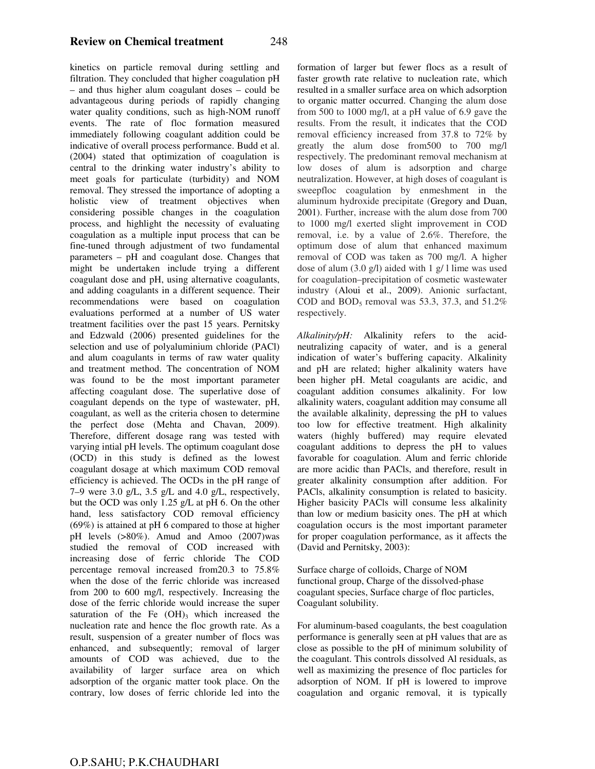kinetics on particle removal during settling and filtration. They concluded that higher coagulation pH – and thus higher alum coagulant doses – could be advantageous during periods of rapidly changing water quality conditions, such as high-NOM runoff events. The rate of floc formation measured immediately following coagulant addition could be indicative of overall process performance. Budd et al. (2004) stated that optimization of coagulation is central to the drinking water industry's ability to meet goals for particulate (turbidity) and NOM removal. They stressed the importance of adopting a holistic view of treatment objectives when considering possible changes in the coagulation process, and highlight the necessity of evaluating coagulation as a multiple input process that can be fine-tuned through adjustment of two fundamental parameters – pH and coagulant dose. Changes that might be undertaken include trying a different coagulant dose and pH, using alternative coagulants, and adding coagulants in a different sequence. Their recommendations were based on coagulation evaluations performed at a number of US water treatment facilities over the past 15 years. Pernitsky and Edzwald (2006) presented guidelines for the selection and use of polyaluminium chloride (PACl) and alum coagulants in terms of raw water quality and treatment method. The concentration of NOM was found to be the most important parameter affecting coagulant dose. The superlative dose of coagulant depends on the type of wastewater, pH, coagulant, as well as the criteria chosen to determine the perfect dose (Mehta and Chavan, 2009). Therefore, different dosage rang was tested with varying intial pH levels. The optimum coagulant dose (OCD) in this study is defined as the lowest coagulant dosage at which maximum COD removal efficiency is achieved. The OCDs in the pH range of 7–9 were 3.0 g/L, 3.5 g/L and 4.0 g/L, respectively, but the OCD was only 1.25 g/L at pH 6. On the other hand, less satisfactory COD removal efficiency (69%) is attained at pH 6 compared to those at higher pH levels (>80%). Amud and Amoo (2007)was studied the removal of COD increased with increasing dose of ferric chloride The COD percentage removal increased from20.3 to 75.8% when the dose of the ferric chloride was increased from 200 to 600 mg/l, respectively. Increasing the dose of the ferric chloride would increase the super saturation of the Fe $(OH)_3$ which increased the nucleation rate and hence the floc growth rate. As a result, suspension of a greater number of flocs was enhanced, and subsequently; removal of larger amounts of COD was achieved, due to the availability of larger surface area on which adsorption of the organic matter took place. On the contrary, low doses of ferric chloride led into the formation of larger but fewer flocs as a result of faster growth rate relative to nucleation rate, which resulted in a smaller surface area on which adsorption to organic matter occurred. Changing the alum dose from 500 to 1000 mg/l, at a pH value of 6.9 gave the results. From the result, it indicates that the COD removal efficiency increased from 37.8 to 72% by greatly the alum dose from500 to 700 mg/l respectively. The predominant removal mechanism at low doses of alum is adsorption and charge neutralization. However, at high doses of coagulant is sweepfloc coagulation by enmeshment in the aluminum hydroxide precipitate (Gregory and Duan, 2001). Further, increase with the alum dose from 700 to 1000 mg/l exerted slight improvement in COD removal, i.e. by a value of 2.6%. Therefore, the optimum dose of alum that enhanced maximum removal of COD was taken as 700 mg/l. A higher dose of alum (3.0 g/l) aided with 1 g/ l lime was used for coagulation–precipitation of cosmetic wastewater industry (Aloui et al., 2009). Anionic surfactant, COD and $BOD_5$ removal was 53.3, 37.3, and 51.2% respectively.

*Alkalinity/pH:* Alkalinity refers to the acid-neutralizing capacity of water, and is a general indication of water's buffering capacity. Alkalinity and pH are related; higher alkalinity waters have been higher pH. Metal coagulants are acidic, and coagulant addition consumes alkalinity. For low alkalinity waters, coagulant addition may consume all the available alkalinity, depressing the pH to values too low for effective treatment. High alkalinity waters (highly buffered) may require elevated coagulant additions to depress the pH to values favorable for coagulation. Alum and ferric chloride are more acidic than PACls, and therefore, result in greater alkalinity consumption after addition. For PACls, alkalinity consumption is related to basicity. Higher basicity PACls will consume less alkalinity than low or medium basicity ones. The pH at which coagulation occurs is the most important parameter for proper coagulation performance, as it affects the (David and Pernitsky, 2003):

Surface charge of colloids, Charge of NOM functional group, Charge of the dissolved-phase coagulant species, Surface charge of floc particles, Coagulant solubility.

For aluminum-based coagulants, the best coagulation performance is generally seen at pH values that are as close as possible to the pH of minimum solubility of the coagulant. This controls dissolved Al residuals, as well as maximizing the presence of floc particles for adsorption of NOM. If pH is lowered to improve coagulation and organic removal, it is typically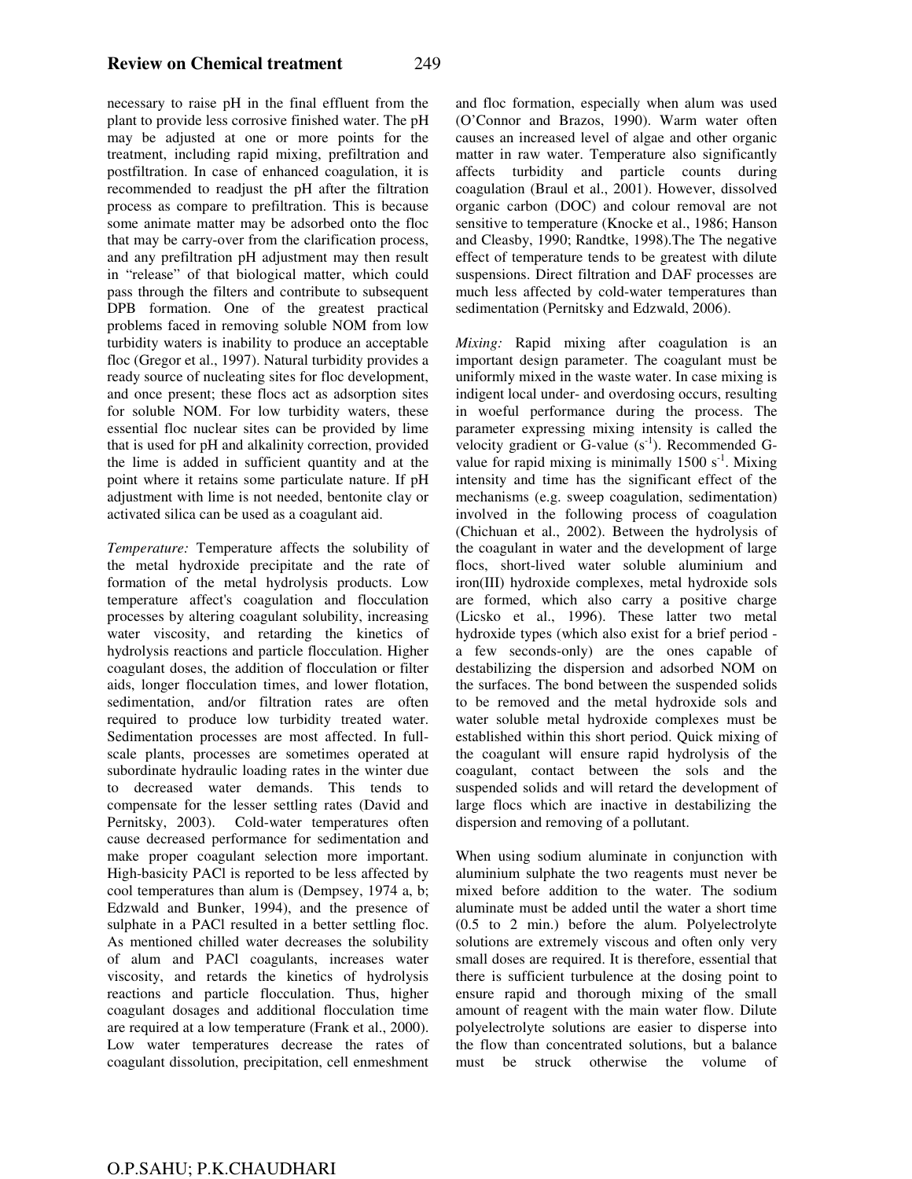necessary to raise pH in the final effluent from the plant to provide less corrosive finished water. The pH may be adjusted at one or more points for the treatment, including rapid mixing, prefiltration and postfiltration. In case of enhanced coagulation, it is recommended to readjust the pH after the filtration process as compare to prefiltration. This is because some animate matter may be adsorbed onto the floc that may be carry-over from the clarification process, and any prefiltration pH adjustment may then result in "release" of that biological matter, which could pass through the filters and contribute to subsequent DPB formation. One of the greatest practical problems faced in removing soluble NOM from low turbidity waters is inability to produce an acceptable floc (Gregor et al., 1997). Natural turbidity provides a ready source of nucleating sites for floc development, and once present; these flocs act as adsorption sites for soluble NOM. For low turbidity waters, these essential floc nuclear sites can be provided by lime that is used for pH and alkalinity correction, provided the lime is added in sufficient quantity and at the point where it retains some particulate nature. If pH adjustment with lime is not needed, bentonite clay or activated silica can be used as a coagulant aid.

*Temperature:* Temperature affects the solubility of the metal hydroxide precipitate and the rate of formation of the metal hydrolysis products. Low temperature affect's coagulation and flocculation processes by altering coagulant solubility, increasing water viscosity, and retarding the kinetics of hydrolysis reactions and particle flocculation. Higher coagulant doses, the addition of flocculation or filter aids, longer flocculation times, and lower flotation, sedimentation, and/or filtration rates are often required to produce low turbidity treated water. Sedimentation processes are most affected. In full-scale plants, processes are sometimes operated at subordinate hydraulic loading rates in the winter due to decreased water demands. This tends to compensate for the lesser settling rates (David and Pernitsky, 2003). Cold-water temperatures often cause decreased performance for sedimentation and make proper coagulant selection more important. High-basicity PACl is reported to be less affected by cool temperatures than alum is (Dempsey, 1974 a, b; Edzwald and Bunker, 1994), and the presence of sulphate in a PACl resulted in a better settling floc. As mentioned chilled water decreases the solubility of alum and PACl coagulants, increases water viscosity, and retards the kinetics of hydrolysis reactions and particle flocculation. Thus, higher coagulant dosages and additional flocculation time are required at a low temperature (Frank et al., 2000). Low water temperatures decrease the rates of coagulant dissolution, precipitation, cell enmeshment and floc formation, especially when alum was used (O'Connor and Brazos, 1990). Warm water often causes an increased level of algae and other organic matter in raw water. Temperature also significantly affects turbidity and particle counts during coagulation (Braul et al., 2001). However, dissolved organic carbon (DOC) and colour removal are not sensitive to temperature (Knocke et al., 1986; Hanson and Cleasby, 1990; Randtke, 1998).The The negative effect of temperature tends to be greatest with dilute suspensions. Direct filtration and DAF processes are much less affected by cold-water temperatures than sedimentation (Pernitsky and Edzwald, 2006).

*Mixing:* Rapid mixing after coagulation is an important design parameter. The coagulant must be uniformly mixed in the waste water. In case mixing is indigent local under- and overdosing occurs, resulting in woeful performance during the process. The parameter expressing mixing intensity is called the velocity gradient or G-value ($s^{-1}$). Recommended G-value for rapid mixing is minimally 1500 $s^{-1}$. Mixing intensity and time has the significant effect of the mechanisms (e.g. sweep coagulation, sedimentation) involved in the following process of coagulation (Chichuan et al., 2002). Between the hydrolysis of the coagulant in water and the development of large flocs, short-lived water soluble aluminium and iron(III) hydroxide complexes, metal hydroxide sols are formed, which also carry a positive charge (Licsko et al., 1996). These latter two metal hydroxide types (which also exist for a brief period - a few seconds-only) are the ones capable of destabilizing the dispersion and adsorbed NOM on the surfaces. The bond between the suspended solids to be removed and the metal hydroxide sols and water soluble metal hydroxide complexes must be established within this short period. Quick mixing of the coagulant will ensure rapid hydrolysis of the coagulant, contact between the sols and the suspended solids and will retard the development of large flocs which are inactive in destabilizing the dispersion and removing of a pollutant.

When using sodium aluminate in conjunction with aluminium sulphate the two reagents must never be mixed before addition to the water. The sodium aluminate must be added until the water a short time (0.5 to 2 min.) before the alum. Polyelectrolyte solutions are extremely viscous and often only very small doses are required. It is therefore, essential that there is sufficient turbulence at the dosing point to ensure rapid and thorough mixing of the small amount of reagent with the main water flow. Dilute polyelectrolyte solutions are easier to disperse into the flow than concentrated solutions, but a balance must be struck otherwise the volume of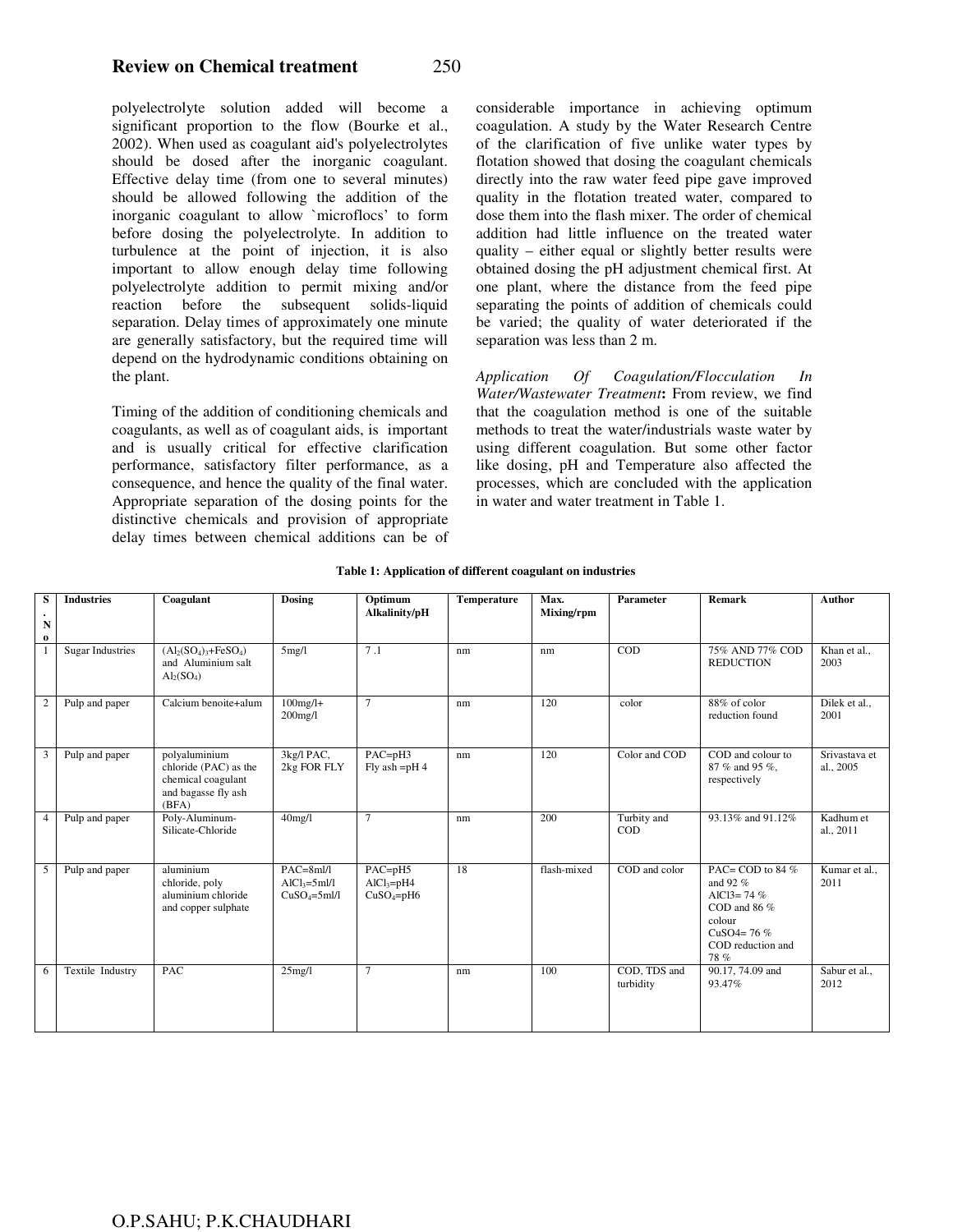polyelectrolyte solution added will become a significant proportion to the flow (Bourke et al., 2002). When used as coagulant aid's polyelectrolytes should be dosed after the inorganic coagulant. Effective delay time (from one to several minutes) should be allowed following the addition of the inorganic coagulant to allow `microflocs' to form before dosing the polyelectrolyte. In addition to turbulence at the point of injection, it is also important to allow enough delay time following polyelectrolyte addition to permit mixing and/or reaction before the subsequent solids-liquid separation. Delay times of approximately one minute are generally satisfactory, but the required time will depend on the hydrodynamic conditions obtaining on the plant.

Timing of the addition of conditioning chemicals and coagulants, as well as of coagulant aids, is important and is usually critical for effective clarification performance, satisfactory filter performance, as a consequence, and hence the quality of the final water. Appropriate separation of the dosing points for the distinctive chemicals and provision of appropriate delay times between chemical additions can be of considerable importance in achieving optimum coagulation. A study by the Water Research Centre of the clarification of five unlike water types by flotation showed that dosing the coagulant chemicals directly into the raw water feed pipe gave improved quality in the flotation treated water, compared to dose them into the flash mixer. The order of chemical addition had little influence on the treated water quality – either equal or slightly better results were obtained dosing the pH adjustment chemical first. At one plant, where the distance from the feed pipe separating the points of addition of chemicals could be varied; the quality of water deteriorated if the separation was less than 2 m.

*Application Of Coagulation/Flocculation In Water/Wastewater Treatment*: From review, we find that the coagulation method is one of the suitable methods to treat the water/industrials waste water by using different coagulation. But some other factor like dosing, pH and Temperature also affected the processes, which are concluded with the application in water and water treatment in Table 1.

**Table 1: Application of different coagulant on industries**

| S. No | Industries | Coagulant | Dosing | Optimum Alkalinity/pH | Temperature | Max. Mixing/rpm | Parameter | Remark | Author |
|---|---|---|---|---|---|---|---|---|---|
| 1 | Sugar Industries | $(Al_2(SO_4)_3+FeSO_4)$ and Aluminium salt $Al_2(SO_4)$ | 5mg/l | 7 .1 | nm | nm | COD | 75% AND 77% COD REDUCTION | Khan et al., 2003 |
| 2 | Pulp and paper | Calcium benoite+alum | 100mg/l+ 200mg/l | 7 | nm | 120 | color | 88% of color reduction found | Dilek et al., 2001 |
| 3 | Pulp and paper | polyaluminium chloride (PAC) as the chemical coagulant and bagasse fly ash (BFA) | 3kg/l PAC, 2kg FOR FLY | PAC=pH3 Fly ash =pH 4 | nm | 120 | Color and COD | COD and colour to 87 % and 95 %, respectively | Srivastava et al., 2005 |
| 4 | Pulp and paper | Poly-Aluminum-Silicate-Chloride | 40mg/l | 7 | nm | 200 | Turbity and COD | 93.13% and 91.12% | Kadhum et al., 2011 |
| 5 | Pulp and paper | aluminium chloride, poly aluminium chloride and copper sulphate | PAC=8ml/l $AlCl_3$=5ml/l $CuSO_4$=5ml/l | PAC=pH5 $AlCl_3$=pH4 $CuSO_4$=pH6 | 18 | flash-mixed | COD and color | PAC= COD to 84 % and 92 % AlCl3= 74 % COD and 86 % colour CuSO4= 76 % COD reduction and 78 % | Kumar et al., 2011 |
| 6 | Textile Industry | PAC | 25mg/l | 7 | nm | 100 | COD, TDS and turbidity | 90.17, 74.09 and 93.47% | Sabur et al., 2012 |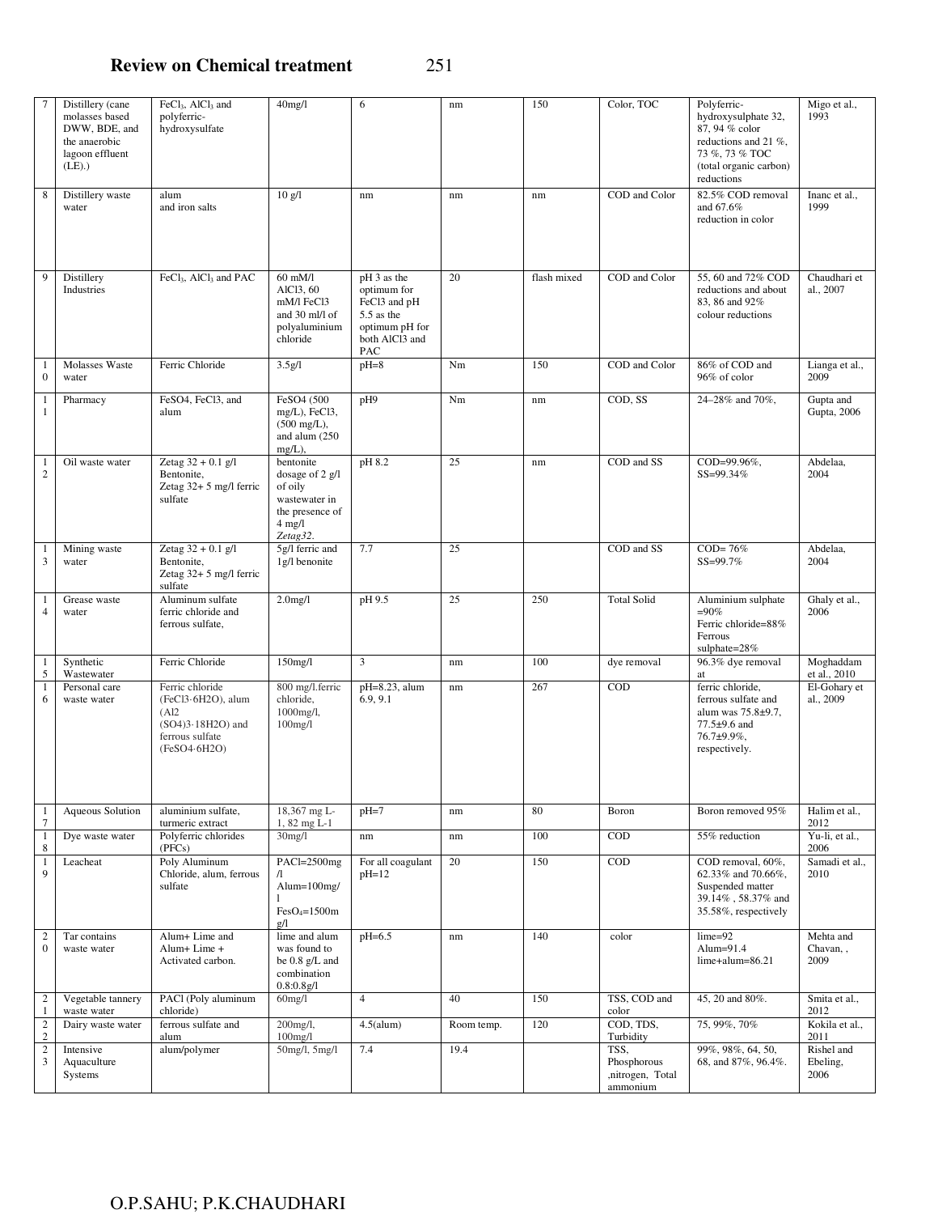| 7 | Distillery (cane molasses based DWW, BDE, and the anaerobic lagoon effluent (LE).) | $FeCl_3$, $AlCl_3$ and polyferric-hydroxysulfate | 40mg/l | 6 | nm | 150 | Color, TOC | Polyferric-hydroxysulphate 32, 87, 94 % color reductions and 21 %, 73 %, 73 % TOC (total organic carbon) reductions | Migo et al., 1993 |
|---|---|---|---|---|---|---|---|---|---|
| 8 | Distillery waste water | alum and iron salts | 10 g/l | nm | nm | nm | COD and Color | 82.5% COD removal and 67.6% reduction in color | Inanc et al., 1999 |
| 9 | Distillery Industries | $FeCl_3$, $AlCl_3$ and PAC | 60 mM/l AlCl3, 60 mM/l FeCl3 and 30 ml/l of polyaluminium chloride | pH 3 as the optimum for FeCl3 and pH 5.5 as the optimum pH for both AlCl3 and PAC | 20 | flash mixed | COD and Color | 55, 60 and 72% COD reductions and about 83, 86 and 92% colour reductions | Chaudhari et al., 2007 |
| 10 | Molasses Waste water | Ferric Chloride | 3.5g/l | pH=8 | Nm | 150 | COD and Color | 86% of COD and 96% of color | Lianga et al., 2009 |
| 11 | Pharmacy | FeSO4, FeCl3, and alum | FeSO4 (500 mg/L), FeCl3, (500 mg/L), and alum (250 mg/L), | pH9 | Nm | nm | COD, SS | 24–28% and 70%, | Gupta and Gupta, 2006 |
| 12 | Oil waste water | Zetag 32 + 0.1 g/l Bentonite, Zetag 32+ 5 mg/l ferric sulfate | bentonite dosage of 2 g/l of oily wastewater in the presence of 4 mg/l *Zetag32*. | pH 8.2 | 25 | nm | COD and SS | COD=99.96%, SS=99.34% | Abdelaa, 2004 |
| 13 | Mining waste water | Zetag 32 + 0.1 g/l Bentonite, Zetag 32+ 5 mg/l ferric sulfate | 5g/l ferric and 1g/l benonite | 7.7 | 25 | | COD and SS | COD= 76% SS=99.7% | Abdelaa, 2004 |
| 14 | Grease waste water | Aluminum sulfate ferric chloride and ferrous sulfate, | 2.0mg/l | pH 9.5 | 25 | 250 | Total Solid | Aluminium sulphate =90% Ferric chloride=88% Ferrous sulphate=28% | Ghaly et al., 2006 |
| 15 | Synthetic Wastewater | Ferric Chloride | 150mg/l | 3 | nm | 100 | dye removal | 96.3% dye removal at | Moghaddam et al., 2010 |
| 16 | Personal care waste water | Ferric chloride ($FeCl_3 \cdot 6H_2O$), alum ($Al_2(SO_4)_3 \cdot 18H_2O$) and ferrous sulfate ($FeSO_4 \cdot 6H_2O$) | 800 mg/l.ferric chloride, 1000mg/l, 100mg/l | pH=8.23, alum 6.9, 9.1 | nm | 267 | COD | ferric chloride, ferrous sulfate and alum was 75.8±9.7, 77.5±9.6 and 76.7±9.9%, respectively. | El-Gohary et al., 2009 |
| 17 | Aqueous Solution | aluminium sulfate, turmeric extract | 18,367 mg L-1, 82 mg L-1 | pH=7 | nm | 80 | Boron | Boron removed 95% | Halim et al., 2012 |
| 18 | Dye waste water | Polyferric chlorides (PFCs) | 30mg/l | nm | nm | 100 | COD | 55% reduction | Yu-li, et al., 2006 |
| 19 | Leacheat | Poly Aluminum Chloride, alum, ferrous sulfate | PACl=2500mg/l Alum=100mg/l $FeSO_4$=1500mg/l | For all coagulant pH=12 | 20 | 150 | COD | COD removal, 60%, 62.33% and 70.66%, Suspended matter 39.14% , 58.37% and 35.58%, respectively | Samadi et al., 2010 |
| 20 | Tar contains waste water | Alum+ Lime and Alum+ Lime + Activated carbon. | lime and alum was found to be 0.8 g/L and combination 0.8:0.8g/l | pH=6.5 | nm | 140 | color | lime=92 Alum=91.4 lime+alum=86.21 | Mehta and Chavan, , 2009 |
| 21 | Vegetable tannery waste water | PACl (Poly aluminum chloride) | 60mg/l | 4 | 40 | 150 | TSS, COD and color | 45, 20 and 80%. | Smita et al., 2012 |
| 22 | Dairy waste water | ferrous sulfate and alum | 200mg/l, 100mg/l | 4.5(alum) | Room temp. | 120 | COD, TDS, Turbidity | 75, 99%, 70% | Kokila et al., 2011 |
| 23 | Intensive Aquaculture Systems | alum/polymer | 50mg/l, 5mg/l | 7.4 | 19.4 | | TSS, Phosphorous ,nitrogen, Total ammonium | 99%, 98%, 64, 50, 68, and 87%, 96.4%. | Rishel and Ebeling, 2006 |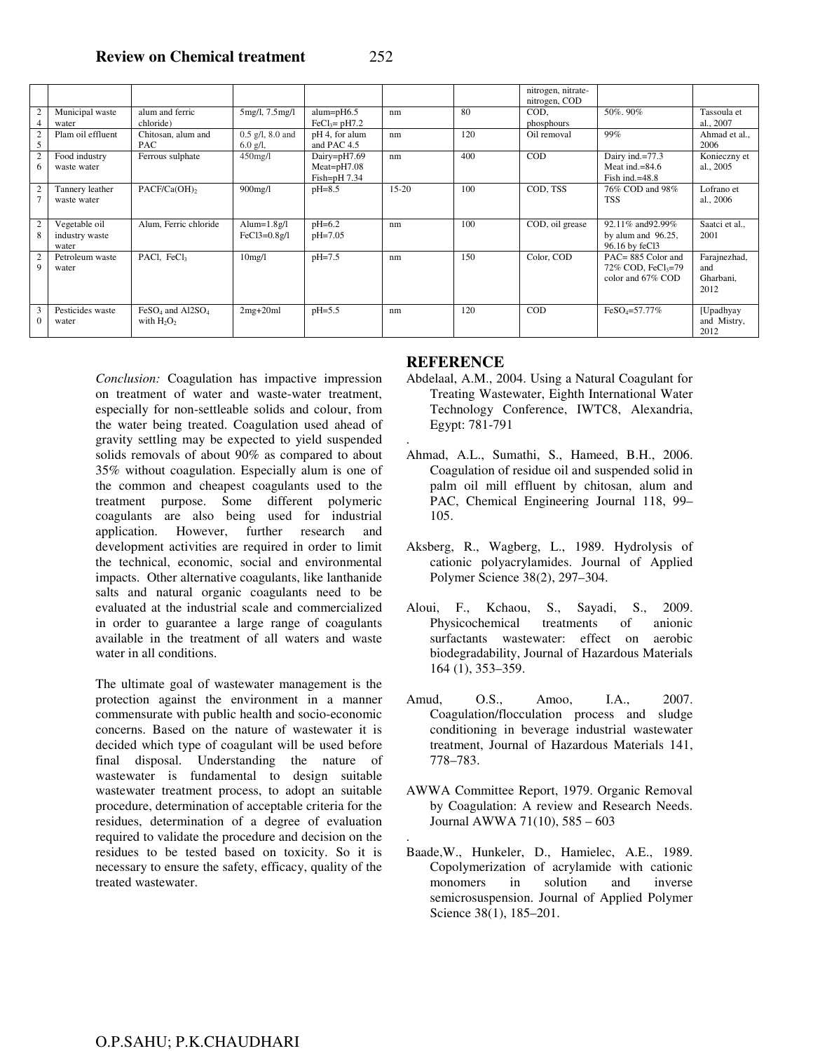| | | | | | | | nitrogen, nitrate-nitrogen, COD | | |
|---|---|---|---|---|---|---|---|---|---|
| 24 | Municipal waste water | alum and ferric chloride) | 5mg/l, 7.5mg/l | alum=pH6.5 $FeCl_3$= pH7.2 | nm | 80 | COD, phosphours | 50%. 90% | Tassoula et al., 2007 |
| 25 | Plam oil effluent | Chitosan, alum and PAC | 0.5 g/l, 8.0 and 6.0 g/l, | pH 4, for alum and PAC 4.5 | nm | 120 | Oil removal | 99% | Ahmad et al., 2006 |
| 26 | Food industry waste water | Ferrous sulphate | 450mg/l | Dairy=pH7.69 Meat=pH7.08 Fish=pH 7.34 | nm | 400 | COD | Dairy ind.=77.3 Meat ind.=84.6 Fish ind.=48.8 | Konieczny et al., 2005 |
| 27 | Tannery leather waste water | PACF/$Ca(OH)_2$ | 900mg/l | pH=8.5 | 15-20 | 100 | COD, TSS | 76% COD and 98% TSS | Lofrano et al., 2006 |
| 28 | Vegetable oil industry waste water | Alum, Ferric chloride | Alum=1.8g/l FeCl3=0.8g/l | pH=6.2 pH=7.05 | nm | 100 | COD, oil grease | 92.11% and92.99% by alum and 96.25, 96.16 by feCl3 | Saatci et al., 2001 |
| 29 | Petroleum waste water | PACl, $FeCl_3$ | 10mg/l | pH=7.5 | nm | 150 | Color, COD | PAC= 885 Color and 72% COD, $FeCl_3$=79 color and 67% COD | Farajnezhad, and Gharbani, 2012 |
| 30 | Pesticides waste water | $FeSO_4$ and Al2SO4 with $H_2O_2$ | 2mg+20ml | pH=5.5 | nm | 120 | COD | $FeSO_4$=57.77% | [Upadhyay and Mistry, 2012 |

*Conclusion:* Coagulation has impactive impression on treatment of water and waste-water treatment, especially for non-settleable solids and colour, from the water being treated. Coagulation used ahead of gravity settling may be expected to yield suspended solids removals of about 90% as compared to about 35% without coagulation. Especially alum is one of the common and cheapest coagulants used to the treatment purpose. Some different polymeric coagulants are also being used for industrial application. However, further research and development activities are required in order to limit the technical, economic, social and environmental impacts. Other alternative coagulants, like lanthanide salts and natural organic coagulants need to be evaluated at the industrial scale and commercialized in order to guarantee a large range of coagulants available in the treatment of all waters and waste water in all conditions.

The ultimate goal of wastewater management is the protection against the environment in a manner commensurate with public health and socio-economic concerns. Based on the nature of wastewater it is decided which type of coagulant will be used before final disposal. Understanding the nature of wastewater is fundamental to design suitable wastewater treatment process, to adopt an suitable procedure, determination of acceptable criteria for the residues, determination of a degree of evaluation required to validate the procedure and decision on the residues to be tested based on toxicity. So it is necessary to ensure the safety, efficacy, quality of the treated wastewater.

## REFERENCE

Abdelaal, A.M., 2004. Using a Natural Coagulant for Treating Wastewater, Eighth International Water Technology Conference, IWTC8, Alexandria, Egypt: 781-791

.

Ahmad, A.L., Sumathi, S., Hameed, B.H., 2006. Coagulation of residue oil and suspended solid in palm oil mill effluent by chitosan, alum and PAC, Chemical Engineering Journal 118, 99–105.

Aksberg, R., Wagberg, L., 1989. Hydrolysis of cationic polyacrylamides. Journal of Applied Polymer Science 38(2), 297–304.

Aloui, F., Kchaou, S., Sayadi, S., 2009. Physicochemical treatments of anionic surfactants wastewater: effect on aerobic biodegradability, Journal of Hazardous Materials 164 (1), 353–359.

Amud, O.S., Amoo, I.A., 2007. Coagulation/flocculation process and sludge conditioning in beverage industrial wastewater treatment, Journal of Hazardous Materials 141, 778–783.

AWWA Committee Report, 1979. Organic Removal by Coagulation: A review and Research Needs. Journal AWWA 71(10), 585 – 603

.

Baade,W., Hunkeler, D., Hamielec, A.E., 1989. Copolymerization of acrylamide with cationic monomers in solution and inverse semicrosuspension. Journal of Applied Polymer Science 38(1), 185–201.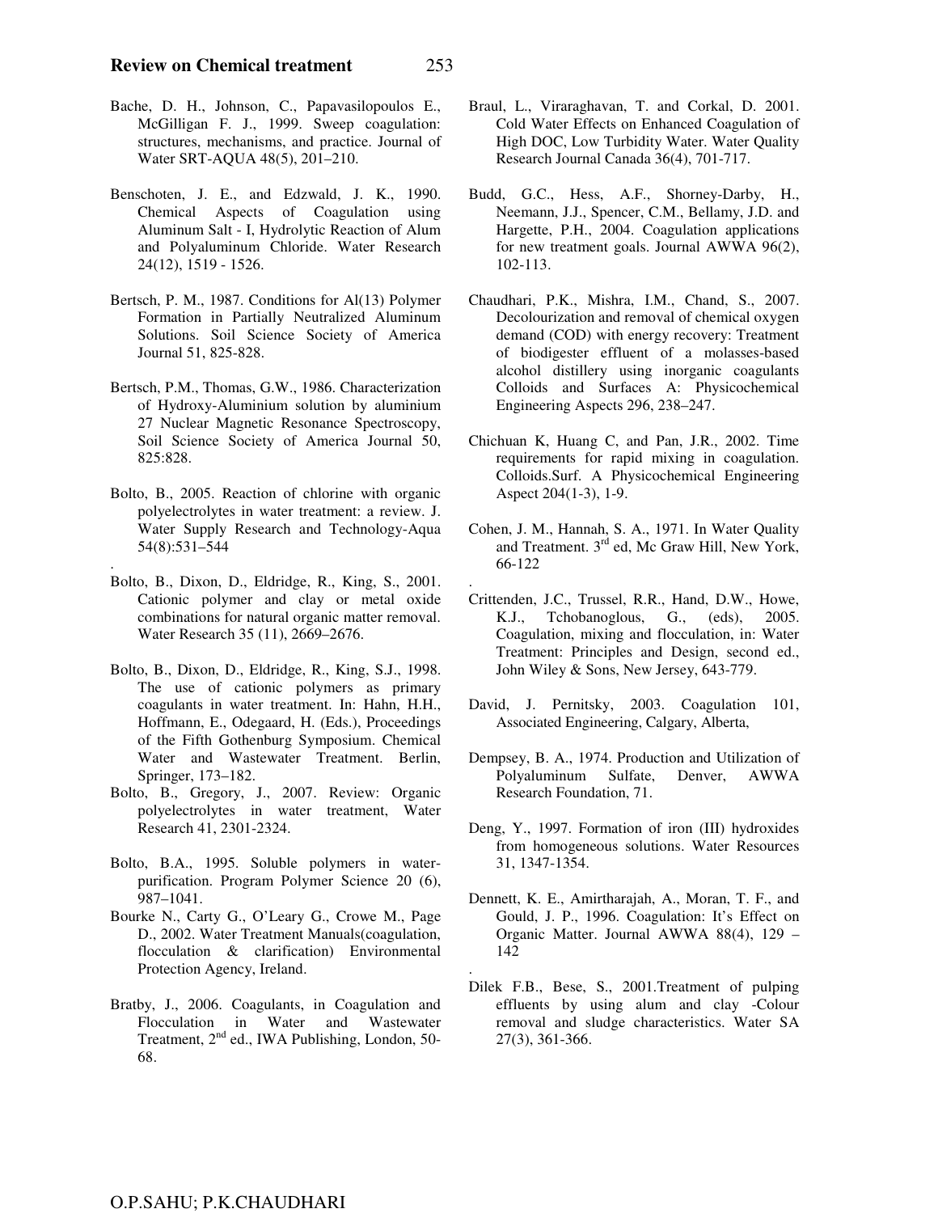Bache, D. H., Johnson, C., Papavasilopoulos E., McGilligan F. J., 1999. Sweep coagulation: structures, mechanisms, and practice. Journal of Water SRT-AQUA 48(5), 201–210.

Benschoten, J. E., and Edzwald, J. K., 1990. Chemical Aspects of Coagulation using Aluminum Salt - I, Hydrolytic Reaction of Alum and Polyaluminum Chloride. Water Research 24(12), 1519 - 1526.

Bertsch, P. M., 1987. Conditions for Al(13) Polymer Formation in Partially Neutralized Aluminum Solutions. Soil Science Society of America Journal 51, 825-828.

Bertsch, P.M., Thomas, G.W., 1986. Characterization of Hydroxy-Aluminium solution by aluminium 27 Nuclear Magnetic Resonance Spectroscopy, Soil Science Society of America Journal 50, 825:828.

Bolto, B., 2005. Reaction of chlorine with organic polyelectrolytes in water treatment: a review. J. Water Supply Research and Technology-Aqua 54(8):531–544

.

Bolto, B., Dixon, D., Eldridge, R., King, S., 2001. Cationic polymer and clay or metal oxide combinations for natural organic matter removal. Water Research 35 (11), 2669–2676.

Bolto, B., Dixon, D., Eldridge, R., King, S.J., 1998. The use of cationic polymers as primary coagulants in water treatment. In: Hahn, H.H., Hoffmann, E., Odegaard, H. (Eds.), Proceedings of the Fifth Gothenburg Symposium. Chemical Water and Wastewater Treatment. Berlin, Springer, 173–182.

Bolto, B., Gregory, J., 2007. Review: Organic polyelectrolytes in water treatment, Water Research 41, 2301-2324.

Bolto, B.A., 1995. Soluble polymers in water-purification. Program Polymer Science 20 (6), 987–1041.

Bourke N., Carty G., O'Leary G., Crowe M., Page D., 2002. Water Treatment Manuals(coagulation, flocculation & clarification) Environmental Protection Agency, Ireland.

Bratby, J., 2006. Coagulants, in Coagulation and Flocculation in Water and Wastewater Treatment, 2nd ed., IWA Publishing, London, 50-68.

Braul, L., Viraraghavan, T. and Corkal, D. 2001. Cold Water Effects on Enhanced Coagulation of High DOC, Low Turbidity Water. Water Quality Research Journal Canada 36(4), 701-717.

Budd, G.C., Hess, A.F., Shorney-Darby, H., Neemann, J.J., Spencer, C.M., Bellamy, J.D. and Hargette, P.H., 2004. Coagulation applications for new treatment goals. Journal AWWA 96(2), 102-113.

Chaudhari, P.K., Mishra, I.M., Chand, S., 2007. Decolourization and removal of chemical oxygen demand (COD) with energy recovery: Treatment of biodigester effluent of a molasses-based alcohol distillery using inorganic coagulants Colloids and Surfaces A: Physicochemical Engineering Aspects 296, 238–247.

Chichuan K, Huang C, and Pan, J.R., 2002. Time requirements for rapid mixing in coagulation. Colloids.Surf. A Physicochemical Engineering Aspect 204(1-3), 1-9.

Cohen, J. M., Hannah, S. A., 1971. In Water Quality and Treatment. 3rd ed, Mc Graw Hill, New York, 66-122

.

Crittenden, J.C., Trussel, R.R., Hand, D.W., Howe, K.J., Tchobanoglous, G., (eds), 2005. Coagulation, mixing and flocculation, in: Water Treatment: Principles and Design, second ed., John Wiley & Sons, New Jersey, 643-779.

David, J. Pernitsky, 2003. Coagulation 101, Associated Engineering, Calgary, Alberta,

Dempsey, B. A., 1974. Production and Utilization of Polyaluminum Sulfate, Denver, AWWA Research Foundation, 71.

Deng, Y., 1997. Formation of iron (III) hydroxides from homogeneous solutions. Water Resources 31, 1347-1354.

Dennett, K. E., Amirtharajah, A., Moran, T. F., and Gould, J. P., 1996. Coagulation: It's Effect on Organic Matter. Journal AWWA 88(4), 129 – 142

.

Dilek F.B., Bese, S., 2001.Treatment of pulping effluents by using alum and clay -Colour removal and sludge characteristics. Water SA 27(3), 361-366.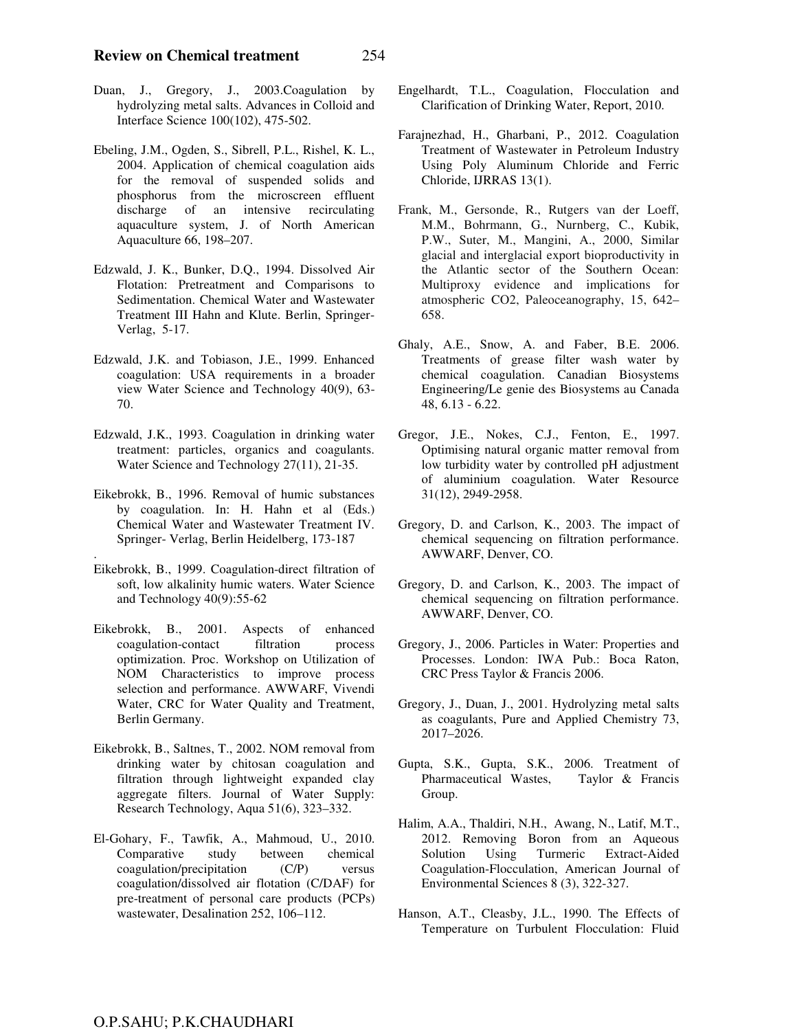Duan, J., Gregory, J., 2003.Coagulation by hydrolyzing metal salts. Advances in Colloid and Interface Science 100(102), 475-502.

Ebeling, J.M., Ogden, S., Sibrell, P.L., Rishel, K. L., 2004. Application of chemical coagulation aids for the removal of suspended solids and phosphorus from the microscreen effluent discharge of an intensive recirculating aquaculture system, J. of North American Aquaculture 66, 198–207.

Edzwald, J. K., Bunker, D.Q., 1994. Dissolved Air Flotation: Pretreatment and Comparisons to Sedimentation. Chemical Water and Wastewater Treatment III Hahn and Klute. Berlin, Springer-Verlag, 5-17.

Edzwald, J.K. and Tobiason, J.E., 1999. Enhanced coagulation: USA requirements in a broader view Water Science and Technology 40(9), 63-70.

Edzwald, J.K., 1993. Coagulation in drinking water treatment: particles, organics and coagulants. Water Science and Technology 27(11), 21-35.

Eikebrokk, B., 1996. Removal of humic substances by coagulation. In: H. Hahn et al (Eds.) Chemical Water and Wastewater Treatment IV. Springer- Verlag, Berlin Heidelberg, 173-187

Eikebrokk, B., 1999. Coagulation-direct filtration of soft, low alkalinity humic waters. Water Science and Technology 40(9):55-62

Eikebrokk, B., 2001. Aspects of enhanced coagulation-contact filtration process optimization. Proc. Workshop on Utilization of NOM Characteristics to improve process selection and performance. AWWARF, Vivendi Water, CRC for Water Quality and Treatment, Berlin Germany.

Eikebrokk, B., Saltnes, T., 2002. NOM removal from drinking water by chitosan coagulation and filtration through lightweight expanded clay aggregate filters. Journal of Water Supply: Research Technology, Aqua 51(6), 323–332.

El-Gohary, F., Tawfik, A., Mahmoud, U., 2010. Comparative study between chemical coagulation/precipitation (C/P) versus coagulation/dissolved air flotation (C/DAF) for pre-treatment of personal care products (PCPs) wastewater, Desalination 252, 106–112.

Engelhardt, T.L., Coagulation, Flocculation and Clarification of Drinking Water, Report, 2010.

Farajnezhad, H., Gharbani, P., 2012. Coagulation Treatment of Wastewater in Petroleum Industry Using Poly Aluminum Chloride and Ferric Chloride, IJRRAS 13(1).

Frank, M., Gersonde, R., Rutgers van der Loeff, M.M., Bohrmann, G., Nurnberg, C., Kubik, P.W., Suter, M., Mangini, A., 2000, Similar glacial and interglacial export bioproductivity in the Atlantic sector of the Southern Ocean: Multiproxy evidence and implications for atmospheric CO2, Paleoceanography, 15, 642–658.

Ghaly, A.E., Snow, A. and Faber, B.E. 2006. Treatments of grease filter wash water by chemical coagulation. Canadian Biosystems Engineering/Le genie des Biosystems au Canada 48, 6.13 - 6.22.

Gregor, J.E., Nokes, C.J., Fenton, E., 1997. Optimising natural organic matter removal from low turbidity water by controlled pH adjustment of aluminium coagulation. Water Resource 31(12), 2949-2958.

Gregory, D. and Carlson, K., 2003. The impact of chemical sequencing on filtration performance. AWWARF, Denver, CO.

Gregory, D. and Carlson, K., 2003. The impact of chemical sequencing on filtration performance. AWWARF, Denver, CO.

Gregory, J., 2006. Particles in Water: Properties and Processes. London: IWA Pub.: Boca Raton, CRC Press Taylor & Francis 2006.

Gregory, J., Duan, J., 2001. Hydrolyzing metal salts as coagulants, Pure and Applied Chemistry 73, 2017–2026.

Gupta, S.K., Gupta, S.K., 2006. Treatment of Pharmaceutical Wastes, Taylor & Francis Group.

Halim, A.A., Thaldiri, N.H., Awang, N., Latif, M.T., 2012. Removing Boron from an Aqueous Solution Using Turmeric Extract-Aided Coagulation-Flocculation, American Journal of Environmental Sciences 8 (3), 322-327.

Hanson, A.T., Cleasby, J.L., 1990. The Effects of Temperature on Turbulent Flocculation: Fluid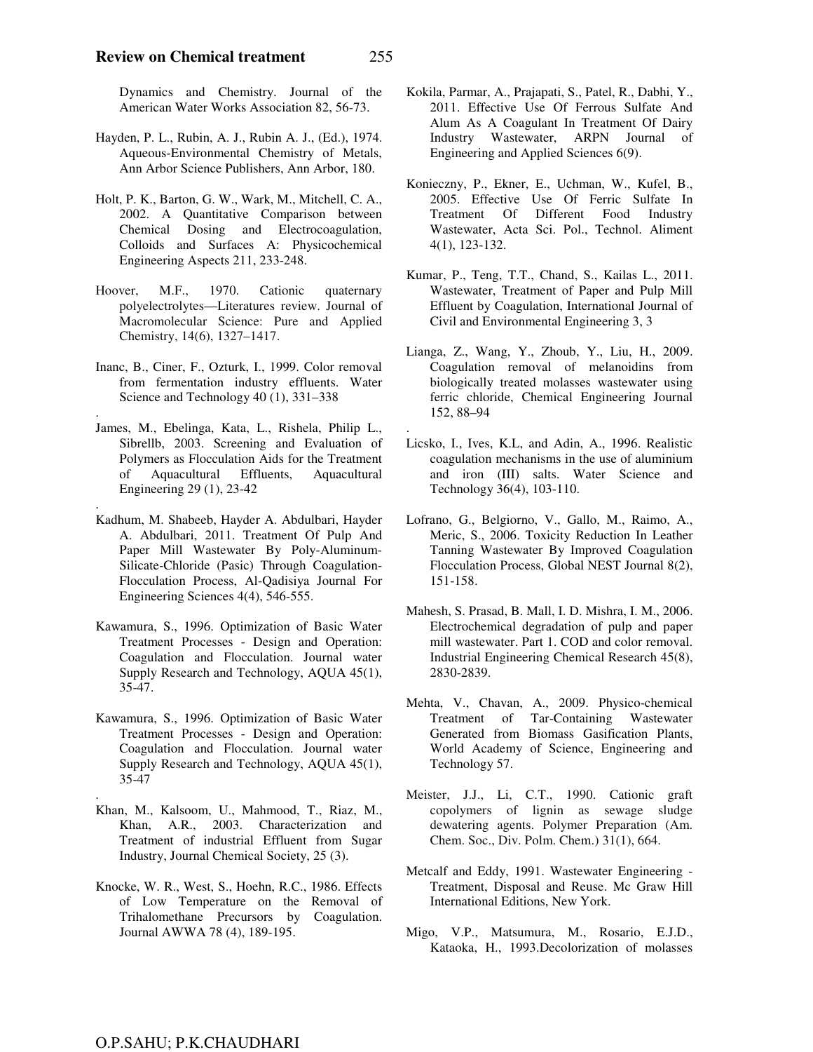Dynamics and Chemistry. Journal of the American Water Works Association 82, 56-73.

Hayden, P. L., Rubin, A. J., Rubin A. J., (Ed.), 1974. Aqueous-Environmental Chemistry of Metals, Ann Arbor Science Publishers, Ann Arbor, 180.

Holt, P. K., Barton, G. W., Wark, M., Mitchell, C. A., 2002. A Quantitative Comparison between Chemical Dosing and Electrocoagulation, Colloids and Surfaces A: Physicochemical Engineering Aspects 211, 233-248.

Hoover, M.F., 1970. Cationic quaternary polyelectrolytes—Literatures review. Journal of Macromolecular Science: Pure and Applied Chemistry, 14(6), 1327–1417.

Inanc, B., Ciner, F., Ozturk, I., 1999. Color removal from fermentation industry effluents. Water Science and Technology 40 (1), 331–338

.

James, M., Ebelinga, Kata, L., Rishela, Philip L., Sibrellb, 2003. Screening and Evaluation of Polymers as Flocculation Aids for the Treatment of Aquacultural Effluents, Aquacultural Engineering 29 (1), 23-42

.

Kadhum, M. Shabeeb, Hayder A. Abdulbari, Hayder A. Abdulbari, 2011. Treatment Of Pulp And Paper Mill Wastewater By Poly-Aluminum-Silicate-Chloride (Pasic) Through Coagulation-Flocculation Process, Al-Qadisiya Journal For Engineering Sciences 4(4), 546-555.

Kawamura, S., 1996. Optimization of Basic Water Treatment Processes - Design and Operation: Coagulation and Flocculation. Journal water Supply Research and Technology, AQUA 45(1), 35-47.

Kawamura, S., 1996. Optimization of Basic Water Treatment Processes - Design and Operation: Coagulation and Flocculation. Journal water Supply Research and Technology, AQUA 45(1), 35-47

.

Khan, M., Kalsoom, U., Mahmood, T., Riaz, M., Khan, A.R., 2003. Characterization and Treatment of industrial Effluent from Sugar Industry, Journal Chemical Society, 25 (3).

Knocke, W. R., West, S., Hoehn, R.C., 1986. Effects of Low Temperature on the Removal of Trihalomethane Precursors by Coagulation. Journal AWWA 78 (4), 189-195.

Kokila, Parmar, A., Prajapati, S., Patel, R., Dabhi, Y., 2011. Effective Use Of Ferrous Sulfate And Alum As A Coagulant In Treatment Of Dairy Industry Wastewater, ARPN Journal of Engineering and Applied Sciences 6(9).

Konieczny, P., Ekner, E., Uchman, W., Kufel, B., 2005. Effective Use Of Ferric Sulfate In Treatment Of Different Food Industry Wastewater, Acta Sci. Pol., Technol. Aliment 4(1), 123-132.

Kumar, P., Teng, T.T., Chand, S., Kailas L., 2011. Wastewater, Treatment of Paper and Pulp Mill Effluent by Coagulation, International Journal of Civil and Environmental Engineering 3, 3

Lianga, Z., Wang, Y., Zhoub, Y., Liu, H., 2009. Coagulation removal of melanoidins from biologically treated molasses wastewater using ferric chloride, Chemical Engineering Journal 152, 88–94

.

Licsko, I., Ives, K.L, and Adin, A., 1996. Realistic coagulation mechanisms in the use of aluminium and iron (III) salts. Water Science and Technology 36(4), 103-110.

Lofrano, G., Belgiorno, V., Gallo, M., Raimo, A., Meric, S., 2006. Toxicity Reduction In Leather Tanning Wastewater By Improved Coagulation Flocculation Process, Global NEST Journal 8(2), 151-158.

Mahesh, S. Prasad, B. Mall, I. D. Mishra, I. M., 2006. Electrochemical degradation of pulp and paper mill wastewater. Part 1. COD and color removal. Industrial Engineering Chemical Research 45(8), 2830-2839.

Mehta, V., Chavan, A., 2009. Physico-chemical Treatment of Tar-Containing Wastewater Generated from Biomass Gasification Plants, World Academy of Science, Engineering and Technology 57.

Meister, J.J., Li, C.T., 1990. Cationic graft copolymers of lignin as sewage sludge dewatering agents. Polymer Preparation (Am. Chem. Soc., Div. Polm. Chem.) 31(1), 664.

Metcalf and Eddy, 1991. Wastewater Engineering - Treatment, Disposal and Reuse. Mc Graw Hill International Editions, New York.

Migo, V.P., Matsumura, M., Rosario, E.J.D., Kataoka, H., 1993.Decolorization of molasses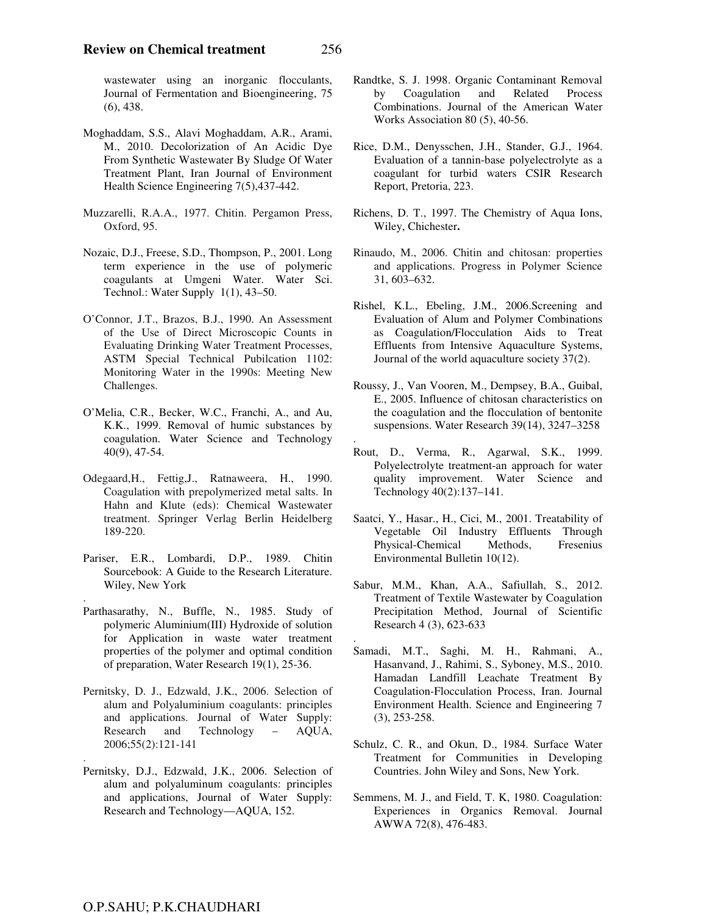wastewater using an inorganic flocculants, Journal of Fermentation and Bioengineering, 75 (6), 438.

Moghaddam, S.S., Alavi Moghaddam, A.R., Arami, M., 2010. Decolorization of An Acidic Dye From Synthetic Wastewater By Sludge Of Water Treatment Plant, Iran Journal of Environment Health Science Engineering 7(5),437-442.

Muzzarelli, R.A.A., 1977. Chitin. Pergamon Press, Oxford, 95.

Nozaic, D.J., Freese, S.D., Thompson, P., 2001. Long term experience in the use of polymeric coagulants at Umgeni Water. Water Sci. Technol.: Water Supply 1(1), 43–50.

O'Connor, J.T., Brazos, B.J., 1990. An Assessment of the Use of Direct Microscopic Counts in Evaluating Drinking Water Treatment Processes, ASTM Special Technical Pubilcation 1102: Monitoring Water in the 1990s: Meeting New Challenges.

O'Melia, C.R., Becker, W.C., Franchi, A., and Au, K.K., 1999. Removal of humic substances by coagulation. Water Science and Technology 40(9), 47-54.

Odegaard,H., Fettig,J., Ratnaweera, H., 1990. Coagulation with prepolymerized metal salts. In Hahn and Klute (eds): Chemical Wastewater treatment. Springer Verlag Berlin Heidelberg 189-220.

Pariser, E.R., Lombardi, D.P., 1989. Chitin Sourcebook: A Guide to the Research Literature. Wiley, New York

Parthasarathy, N., Buffle, N., 1985. Study of polymeric Aluminium(III) Hydroxide of solution for Application in waste water treatment properties of the polymer and optimal condition of preparation, Water Research 19(1), 25-36.

Pernitsky, D. J., Edzwald, J.K., 2006. Selection of alum and Polyaluminium coagulants: principles and applications. Journal of Water Supply: Research and Technology – AQUA, 2006;55(2):121-141

Pernitsky, D.J., Edzwald, J.K., 2006. Selection of alum and polyaluminum coagulants: principles and applications, Journal of Water Supply: Research and Technology—AQUA, 152.

Randtke, S. J. 1998. Organic Contaminant Removal by Coagulation and Related Process Combinations. Journal of the American Water Works Association 80 (5), 40-56.

Rice, D.M., Denysschen, J.H., Stander, G.J., 1964. Evaluation of a tannin-base polyelectrolyte as a coagulant for turbid waters CSIR Research Report, Pretoria, 223.

Richens, D. T., 1997. The Chemistry of Aqua Ions, Wiley, Chichester.

Rinaudo, M., 2006. Chitin and chitosan: properties and applications. Progress in Polymer Science 31, 603–632.

Rishel, K.L., Ebeling, J.M., 2006.Screening and Evaluation of Alum and Polymer Combinations as Coagulation/Flocculation Aids to Treat Effluents from Intensive Aquaculture Systems, Journal of the world aquaculture society 37(2).

Roussy, J., Van Vooren, M., Dempsey, B.A., Guibal, E., 2005. Influence of chitosan characteristics on the coagulation and the flocculation of bentonite suspensions. Water Research 39(14), 3247–3258

Rout, D., Verma, R., Agarwal, S.K., 1999. Polyelectrolyte treatment-an approach for water quality improvement. Water Science and Technology 40(2):137–141.

Saatci, Y., Hasar., H., Cici, M., 2001. Treatability of Vegetable Oil Industry Effluents Through Physical-Chemical Methods, Fresenius Environmental Bulletin 10(12).

Sabur, M.M., Khan, A.A., Safiullah, S., 2012. Treatment of Textile Wastewater by Coagulation Precipitation Method, Journal of Scientific Research 4 (3), 623-633

Samadi, M.T., Saghi, M. H., Rahmani, A., Hasanvand, J., Rahimi, S., Syboney, M.S., 2010. Hamadan Landfill Leachate Treatment By Coagulation-Flocculation Process, Iran. Journal Environment Health. Science and Engineering 7 (3), 253-258.

Schulz, C. R., and Okun, D., 1984. Surface Water Treatment for Communities in Developing Countries. John Wiley and Sons, New York.

Semmens, M. J., and Field, T. K, 1980. Coagulation: Experiences in Organics Removal. Journal AWWA 72(8), 476-483.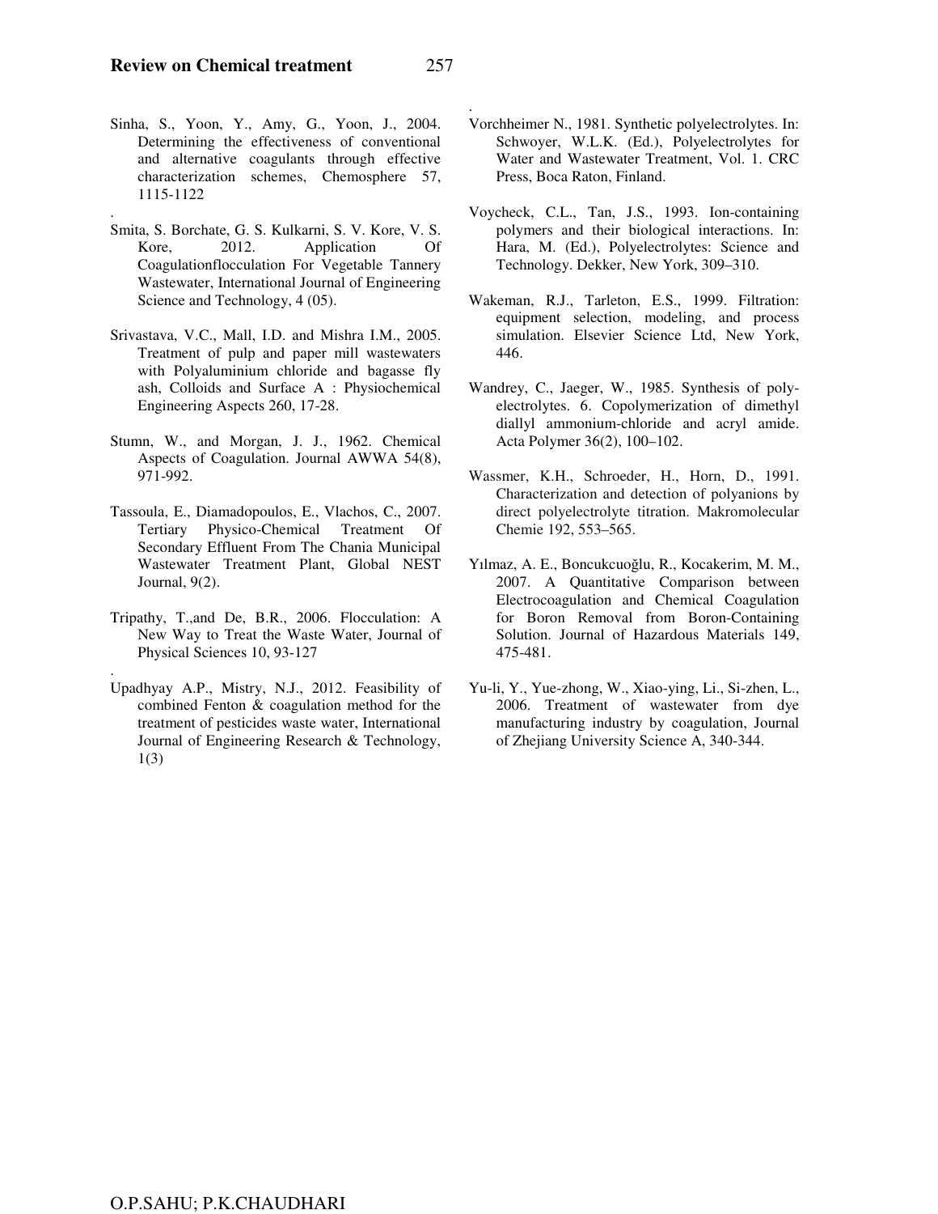Sinha, S., Yoon, Y., Amy, G., Yoon, J., 2004. Determining the effectiveness of conventional and alternative coagulants through effective characterization schemes, Chemosphere 57, 1115-1122

Smita, S. Borchate, G. S. Kulkarni, S. V. Kore, V. S. Kore, 2012. Application Of Coagulationflocculation For Vegetable Tannery Wastewater, International Journal of Engineering Science and Technology, 4 (05).

Srivastava, V.C., Mall, I.D. and Mishra I.M., 2005. Treatment of pulp and paper mill wastewaters with Polyaluminium chloride and bagasse fly ash, Colloids and Surface A : Physiochemical Engineering Aspects 260, 17-28.

Stumn, W., and Morgan, J. J., 1962. Chemical Aspects of Coagulation. Journal AWWA 54(8), 971-992.

Tassoula, E., Diamadopoulos, E., Vlachos, C., 2007. Tertiary Physico-Chemical Treatment Of Secondary Effluent From The Chania Municipal Wastewater Treatment Plant, Global NEST Journal, 9(2).

Tripathy, T.,and De, B.R., 2006. Flocculation: A New Way to Treat the Waste Water, Journal of Physical Sciences 10, 93-127

Upadhyay A.P., Mistry, N.J., 2012. Feasibility of combined Fenton & coagulation method for the treatment of pesticides waste water, International Journal of Engineering Research & Technology, 1(3)

Vorchheimer N., 1981. Synthetic polyelectrolytes. In: Schwoyer, W.L.K. (Ed.), Polyelectrolytes for Water and Wastewater Treatment, Vol. 1. CRC Press, Boca Raton, Finland.

Voycheck, C.L., Tan, J.S., 1993. Ion-containing polymers and their biological interactions. In: Hara, M. (Ed.), Polyelectrolytes: Science and Technology. Dekker, New York, 309–310.

Wakeman, R.J., Tarleton, E.S., 1999. Filtration: equipment selection, modeling, and process simulation. Elsevier Science Ltd, New York, 446.

Wandrey, C., Jaeger, W., 1985. Synthesis of poly-electrolytes. 6. Copolymerization of dimethyl diallyl ammonium-chloride and acryl amide. Acta Polymer 36(2), 100–102.

Wassmer, K.H., Schroeder, H., Horn, D., 1991. Characterization and detection of polyanions by direct polyelectrolyte titration. Makromolecular Chemie 192, 553–565.

Yılmaz, A. E., Boncukcuoğlu, R., Kocakerim, M. M., 2007. A Quantitative Comparison between Electrocoagulation and Chemical Coagulation for Boron Removal from Boron-Containing Solution. Journal of Hazardous Materials 149, 475-481.

Yu-li, Y., Yue-zhong, W., Xiao-ying, Li., Si-zhen, L., 2006. Treatment of wastewater from dye manufacturing industry by coagulation, Journal of Zhejiang University Science A, 340-344.